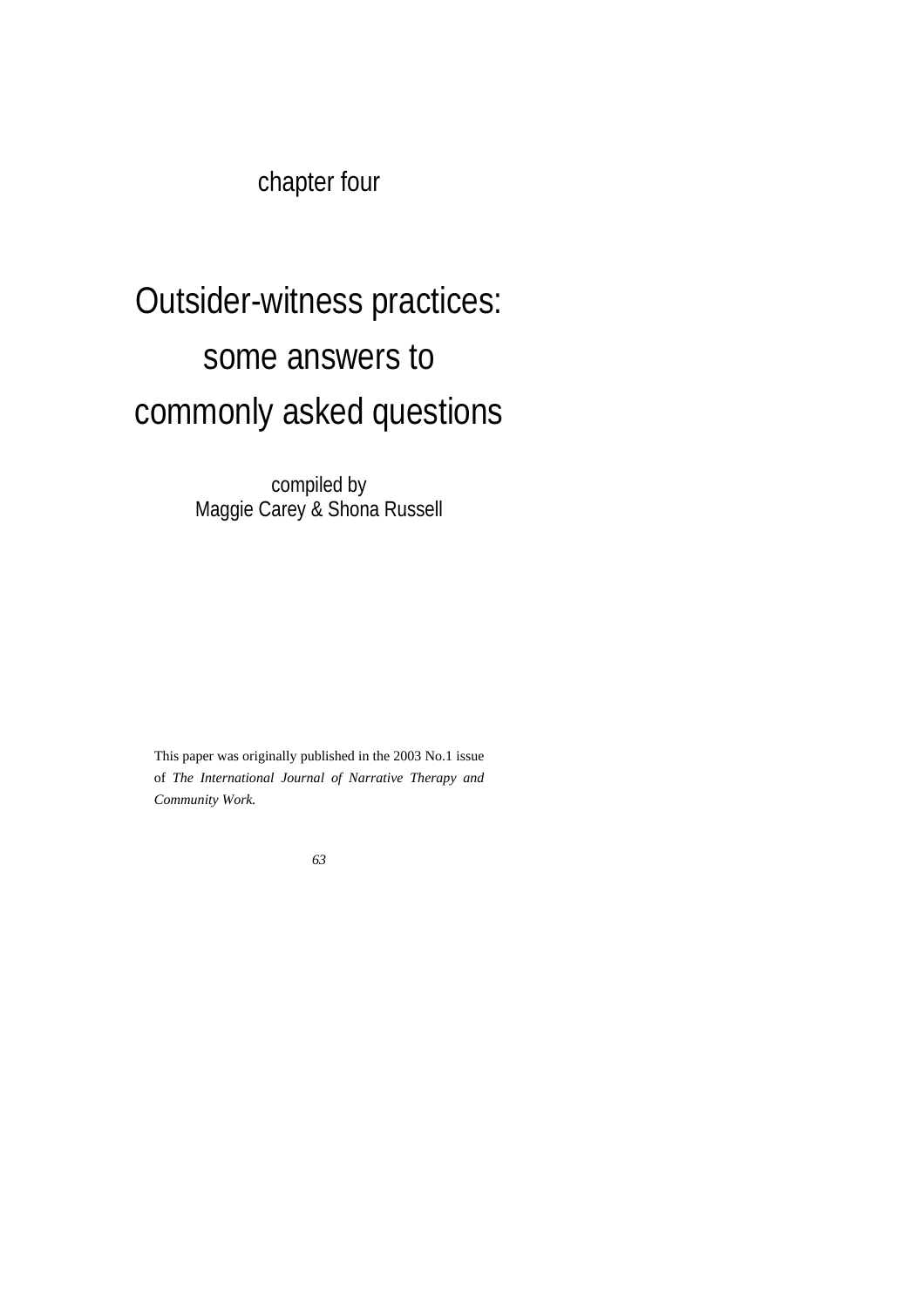chapter four

# Outsider-witness practices: some answers to commonly asked questions

compiled by
Maggie Carey & Shona Russell

This paper was originally published in the 2003 No.1 issue of *The International Journal of Narrative Therapy and Community Work.*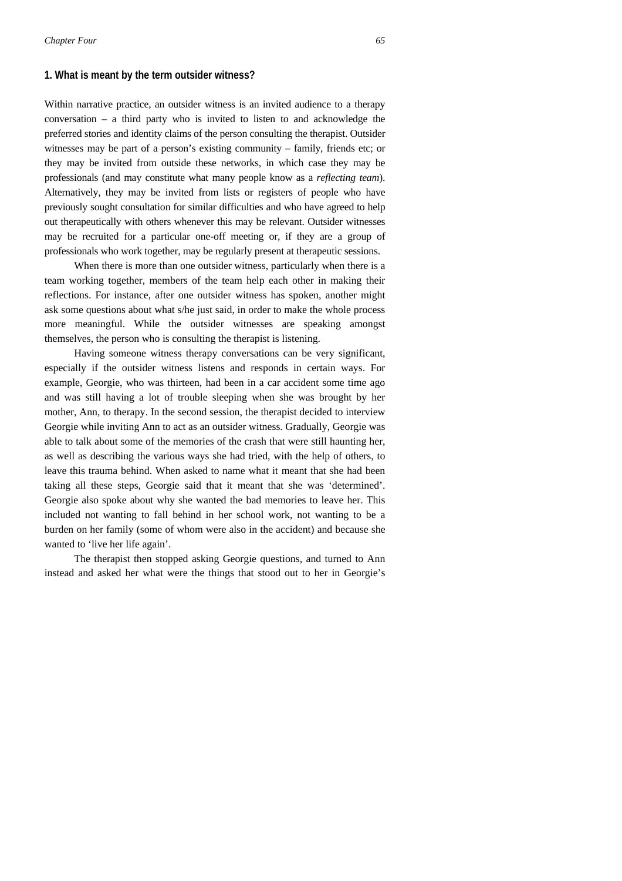## 1. What is meant by the term outsider witness?

Within narrative practice, an outsider witness is an invited audience to a therapy conversation – a third party who is invited to listen to and acknowledge the preferred stories and identity claims of the person consulting the therapist. Outsider witnesses may be part of a person's existing community – family, friends etc; or they may be invited from outside these networks, in which case they may be professionals (and may constitute what many people know as a *reflecting team*). Alternatively, they may be invited from lists or registers of people who have previously sought consultation for similar difficulties and who have agreed to help out therapeutically with others whenever this may be relevant. Outsider witnesses may be recruited for a particular one-off meeting or, if they are a group of professionals who work together, may be regularly present at therapeutic sessions.

When there is more than one outsider witness, particularly when there is a team working together, members of the team help each other in making their reflections. For instance, after one outsider witness has spoken, another might ask some questions about what s/he just said, in order to make the whole process more meaningful. While the outsider witnesses are speaking amongst themselves, the person who is consulting the therapist is listening.

Having someone witness therapy conversations can be very significant, especially if the outsider witness listens and responds in certain ways. For example, Georgie, who was thirteen, had been in a car accident some time ago and was still having a lot of trouble sleeping when she was brought by her mother, Ann, to therapy. In the second session, the therapist decided to interview Georgie while inviting Ann to act as an outsider witness. Gradually, Georgie was able to talk about some of the memories of the crash that were still haunting her, as well as describing the various ways she had tried, with the help of others, to leave this trauma behind. When asked to name what it meant that she had been taking all these steps, Georgie said that it meant that she was 'determined'. Georgie also spoke about why she wanted the bad memories to leave her. This included not wanting to fall behind in her school work, not wanting to be a burden on her family (some of whom were also in the accident) and because she wanted to 'live her life again'.

The therapist then stopped asking Georgie questions, and turned to Ann instead and asked her what were the things that stood out to her in Georgie's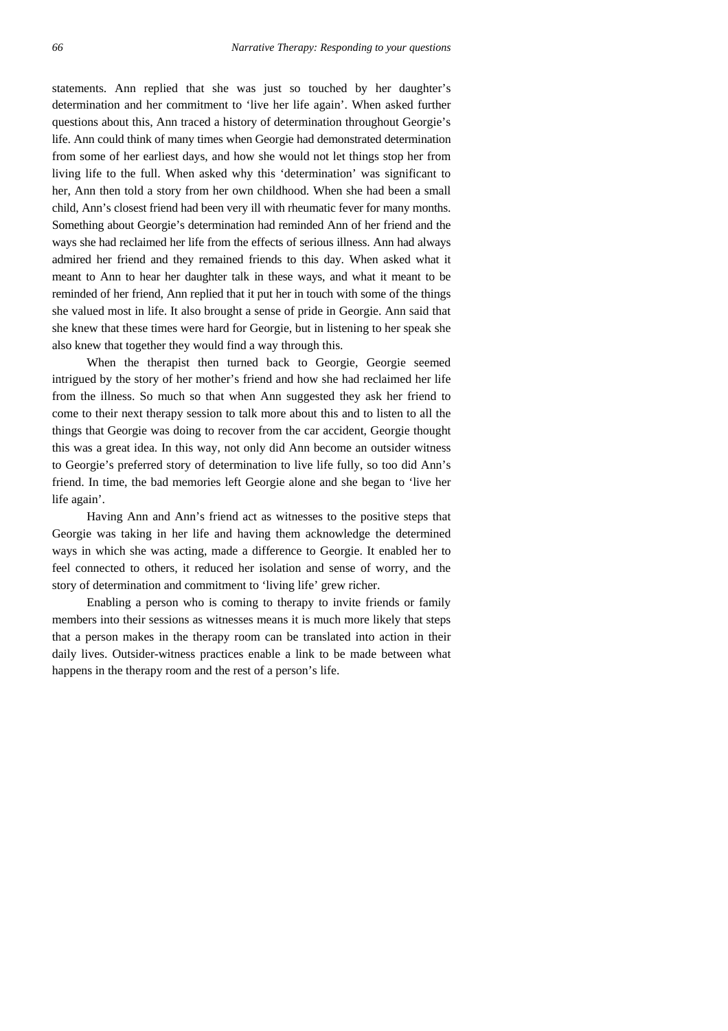statements. Ann replied that she was just so touched by her daughter's determination and her commitment to 'live her life again'. When asked further questions about this, Ann traced a history of determination throughout Georgie's life. Ann could think of many times when Georgie had demonstrated determination from some of her earliest days, and how she would not let things stop her from living life to the full. When asked why this 'determination' was significant to her, Ann then told a story from her own childhood. When she had been a small child, Ann's closest friend had been very ill with rheumatic fever for many months. Something about Georgie's determination had reminded Ann of her friend and the ways she had reclaimed her life from the effects of serious illness. Ann had always admired her friend and they remained friends to this day. When asked what it meant to Ann to hear her daughter talk in these ways, and what it meant to be reminded of her friend, Ann replied that it put her in touch with some of the things she valued most in life. It also brought a sense of pride in Georgie. Ann said that she knew that these times were hard for Georgie, but in listening to her speak she also knew that together they would find a way through this.

When the therapist then turned back to Georgie, Georgie seemed intrigued by the story of her mother's friend and how she had reclaimed her life from the illness. So much so that when Ann suggested they ask her friend to come to their next therapy session to talk more about this and to listen to all the things that Georgie was doing to recover from the car accident, Georgie thought this was a great idea. In this way, not only did Ann become an outsider witness to Georgie's preferred story of determination to live life fully, so too did Ann's friend. In time, the bad memories left Georgie alone and she began to 'live her life again'.

Having Ann and Ann's friend act as witnesses to the positive steps that Georgie was taking in her life and having them acknowledge the determined ways in which she was acting, made a difference to Georgie. It enabled her to feel connected to others, it reduced her isolation and sense of worry, and the story of determination and commitment to 'living life' grew richer.

Enabling a person who is coming to therapy to invite friends or family members into their sessions as witnesses means it is much more likely that steps that a person makes in the therapy room can be translated into action in their daily lives. Outsider-witness practices enable a link to be made between what happens in the therapy room and the rest of a person's life.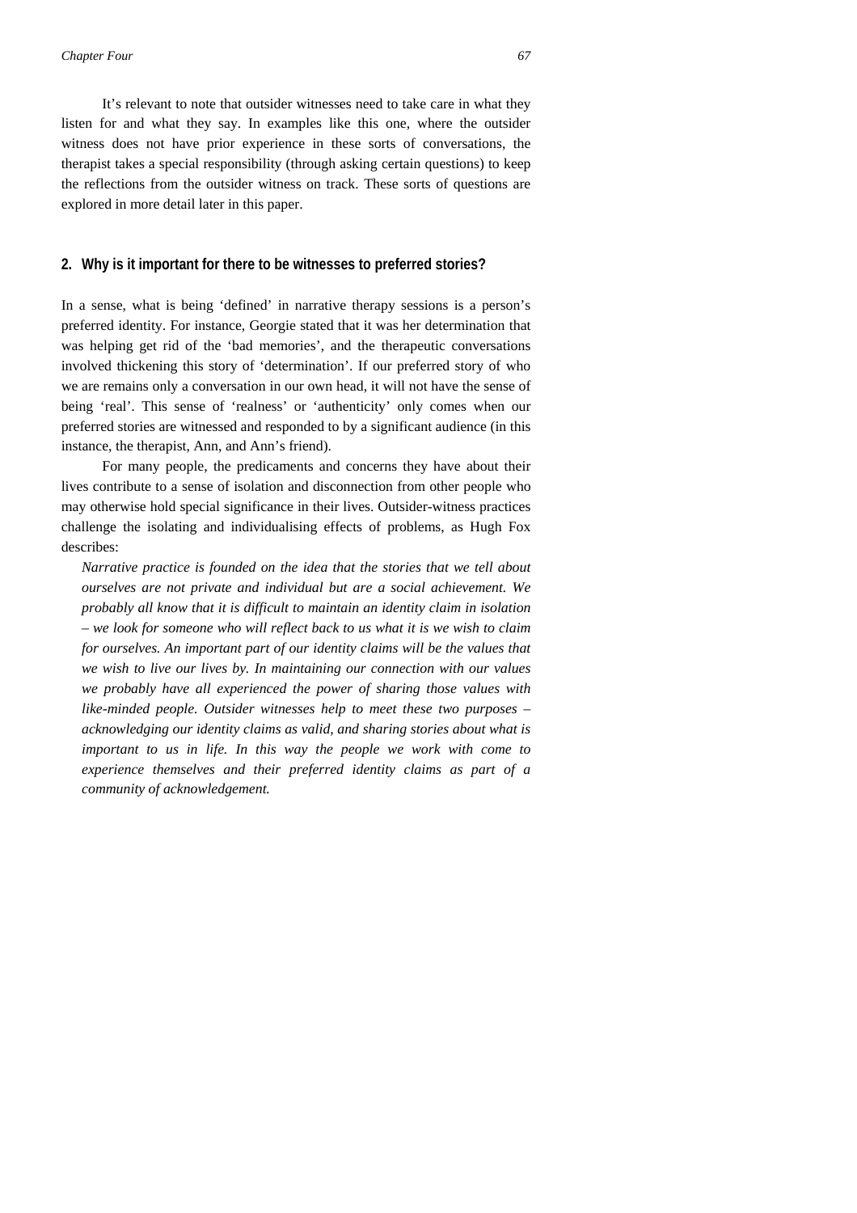It's relevant to note that outsider witnesses need to take care in what they listen for and what they say. In examples like this one, where the outsider witness does not have prior experience in these sorts of conversations, the therapist takes a special responsibility (through asking certain questions) to keep the reflections from the outsider witness on track. These sorts of questions are explored in more detail later in this paper.

## 2. Why is it important for there to be witnesses to preferred stories?

In a sense, what is being 'defined' in narrative therapy sessions is a person's preferred identity. For instance, Georgie stated that it was her determination that was helping get rid of the 'bad memories', and the therapeutic conversations involved thickening this story of 'determination'. If our preferred story of who we are remains only a conversation in our own head, it will not have the sense of being 'real'. This sense of 'realness' or 'authenticity' only comes when our preferred stories are witnessed and responded to by a significant audience (in this instance, the therapist, Ann, and Ann's friend).

For many people, the predicaments and concerns they have about their lives contribute to a sense of isolation and disconnection from other people who may otherwise hold special significance in their lives. Outsider-witness practices challenge the isolating and individualising effects of problems, as Hugh Fox describes:

> *Narrative practice is founded on the idea that the stories that we tell about ourselves are not private and individual but are a social achievement. We probably all know that it is difficult to maintain an identity claim in isolation – we look for someone who will reflect back to us what it is we wish to claim for ourselves. An important part of our identity claims will be the values that we wish to live our lives by. In maintaining our connection with our values we probably have all experienced the power of sharing those values with like-minded people. Outsider witnesses help to meet these two purposes – acknowledging our identity claims as valid, and sharing stories about what is important to us in life. In this way the people we work with come to experience themselves and their preferred identity claims as part of a community of acknowledgement.*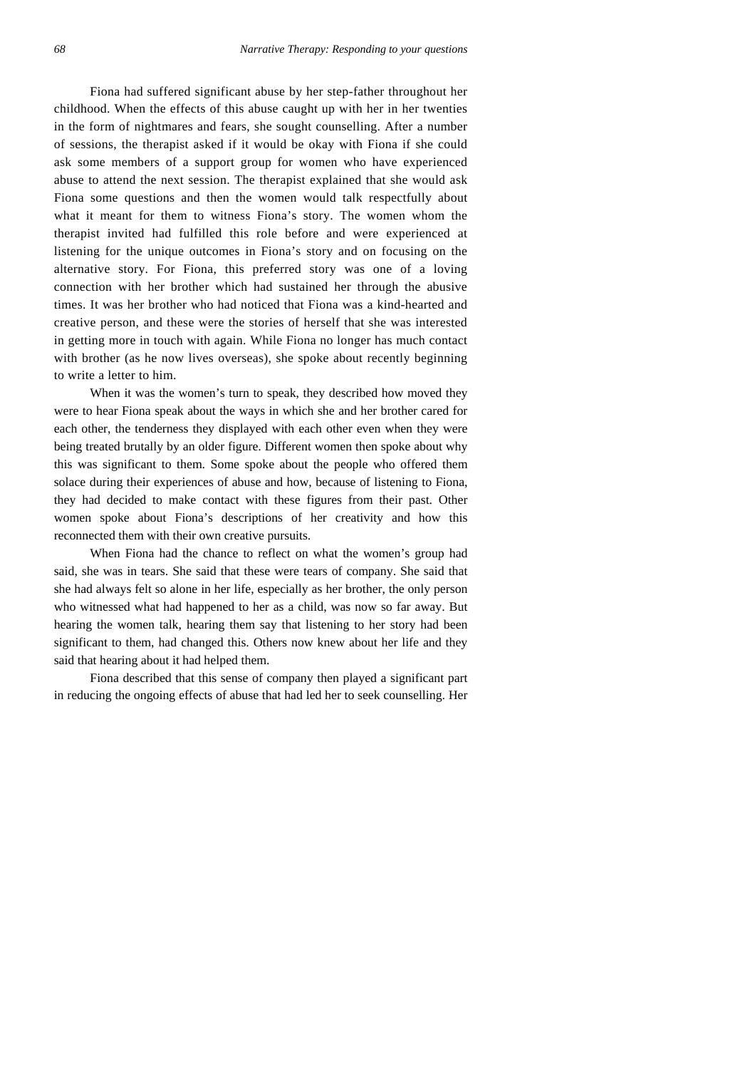Fiona had suffered significant abuse by her step-father throughout her childhood. When the effects of this abuse caught up with her in her twenties in the form of nightmares and fears, she sought counselling. After a number of sessions, the therapist asked if it would be okay with Fiona if she could ask some members of a support group for women who have experienced abuse to attend the next session. The therapist explained that she would ask Fiona some questions and then the women would talk respectfully about what it meant for them to witness Fiona's story. The women whom the therapist invited had fulfilled this role before and were experienced at listening for the unique outcomes in Fiona's story and on focusing on the alternative story. For Fiona, this preferred story was one of a loving connection with her brother which had sustained her through the abusive times. It was her brother who had noticed that Fiona was a kind-hearted and creative person, and these were the stories of herself that she was interested in getting more in touch with again. While Fiona no longer has much contact with brother (as he now lives overseas), she spoke about recently beginning to write a letter to him.

When it was the women's turn to speak, they described how moved they were to hear Fiona speak about the ways in which she and her brother cared for each other, the tenderness they displayed with each other even when they were being treated brutally by an older figure. Different women then spoke about why this was significant to them. Some spoke about the people who offered them solace during their experiences of abuse and how, because of listening to Fiona, they had decided to make contact with these figures from their past. Other women spoke about Fiona's descriptions of her creativity and how this reconnected them with their own creative pursuits.

When Fiona had the chance to reflect on what the women's group had said, she was in tears. She said that these were tears of company. She said that she had always felt so alone in her life, especially as her brother, the only person who witnessed what had happened to her as a child, was now so far away. But hearing the women talk, hearing them say that listening to her story had been significant to them, had changed this. Others now knew about her life and they said that hearing about it had helped them.

Fiona described that this sense of company then played a significant part in reducing the ongoing effects of abuse that had led her to seek counselling. Her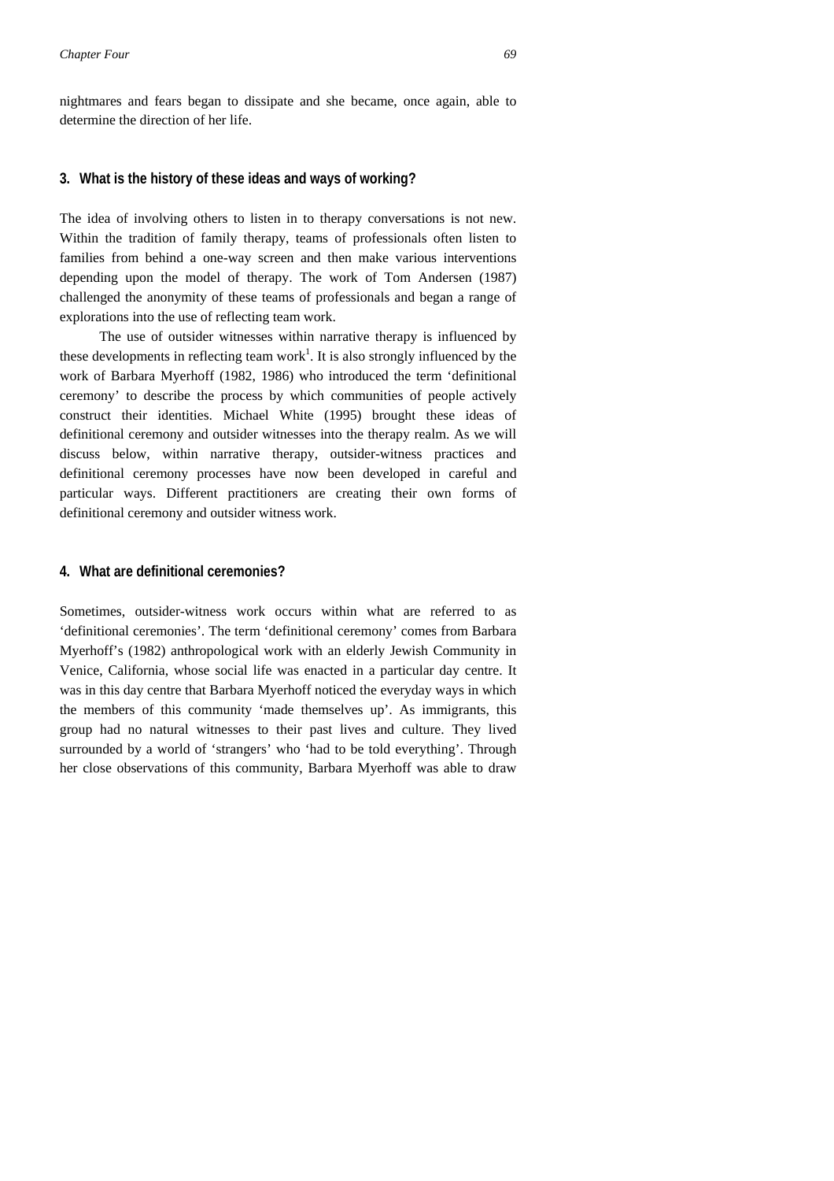nightmares and fears began to dissipate and she became, once again, able to determine the direction of her life.

### 3. What is the history of these ideas and ways of working?

The idea of involving others to listen in to therapy conversations is not new. Within the tradition of family therapy, teams of professionals often listen to families from behind a one-way screen and then make various interventions depending upon the model of therapy. The work of Tom Andersen (1987) challenged the anonymity of these teams of professionals and began a range of explorations into the use of reflecting team work.

The use of outsider witnesses within narrative therapy is influenced by these developments in reflecting team work[1]. It is also strongly influenced by the work of Barbara Myerhoff (1982, 1986) who introduced the term 'definitional ceremony' to describe the process by which communities of people actively construct their identities. Michael White (1995) brought these ideas of definitional ceremony and outsider witnesses into the therapy realm. As we will discuss below, within narrative therapy, outsider-witness practices and definitional ceremony processes have now been developed in careful and particular ways. Different practitioners are creating their own forms of definitional ceremony and outsider witness work.

### 4. What are definitional ceremonies?

Sometimes, outsider-witness work occurs within what are referred to as 'definitional ceremonies'. The term 'definitional ceremony' comes from Barbara Myerhoff's (1982) anthropological work with an elderly Jewish Community in Venice, California, whose social life was enacted in a particular day centre. It was in this day centre that Barbara Myerhoff noticed the everyday ways in which the members of this community 'made themselves up'. As immigrants, this group had no natural witnesses to their past lives and culture. They lived surrounded by a world of 'strangers' who 'had to be told everything'. Through her close observations of this community, Barbara Myerhoff was able to draw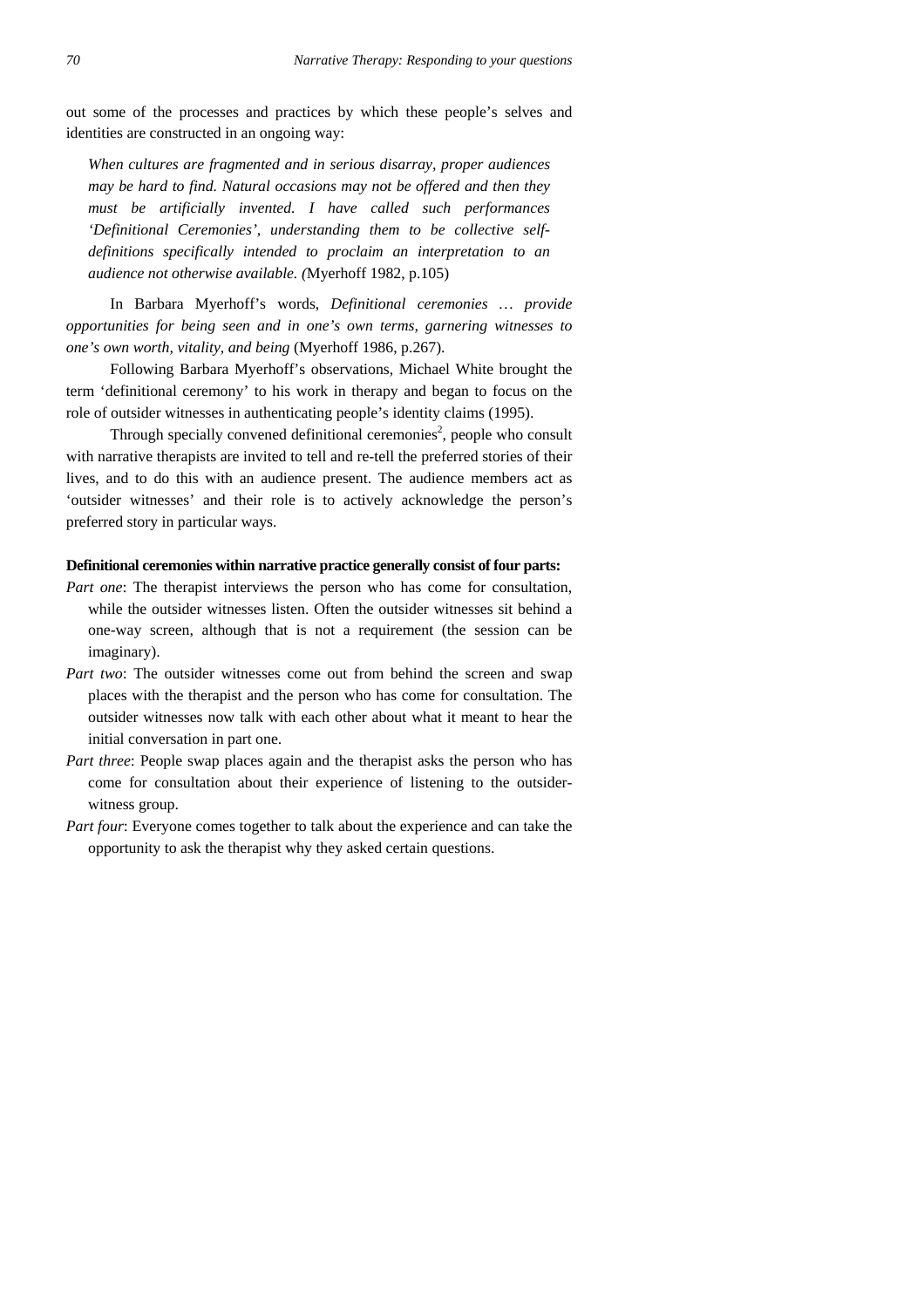out some of the processes and practices by which these people's selves and identities are constructed in an ongoing way:

> *When cultures are fragmented and in serious disarray, proper audiences may be hard to find. Natural occasions may not be offered and then they must be artificially invented. I have called such performances 'Definitional Ceremonies', understanding them to be collective self-definitions specifically intended to proclaim an interpretation to an audience not otherwise available. (*Myerhoff 1982, p.105)

In Barbara Myerhoff's words, *Definitional ceremonies … provide opportunities for being seen and in one's own terms, garnering witnesses to one's own worth, vitality, and being* (Myerhoff 1986, p.267).

Following Barbara Myerhoff's observations, Michael White brought the term 'definitional ceremony' to his work in therapy and began to focus on the role of outsider witnesses in authenticating people's identity claims (1995).

Through specially convened definitional ceremonies[2], people who consult with narrative therapists are invited to tell and re-tell the preferred stories of their lives, and to do this with an audience present. The audience members act as 'outsider witnesses' and their role is to actively acknowledge the person's preferred story in particular ways.

**Definitional ceremonies within narrative practice generally consist of four parts:**

*Part one*: The therapist interviews the person who has come for consultation, while the outsider witnesses listen. Often the outsider witnesses sit behind a one-way screen, although that is not a requirement (the session can be imaginary).

*Part two*: The outsider witnesses come out from behind the screen and swap places with the therapist and the person who has come for consultation. The outsider witnesses now talk with each other about what it meant to hear the initial conversation in part one.

*Part three*: People swap places again and the therapist asks the person who has come for consultation about their experience of listening to the outsider-witness group.

*Part four*: Everyone comes together to talk about the experience and can take the opportunity to ask the therapist why they asked certain questions.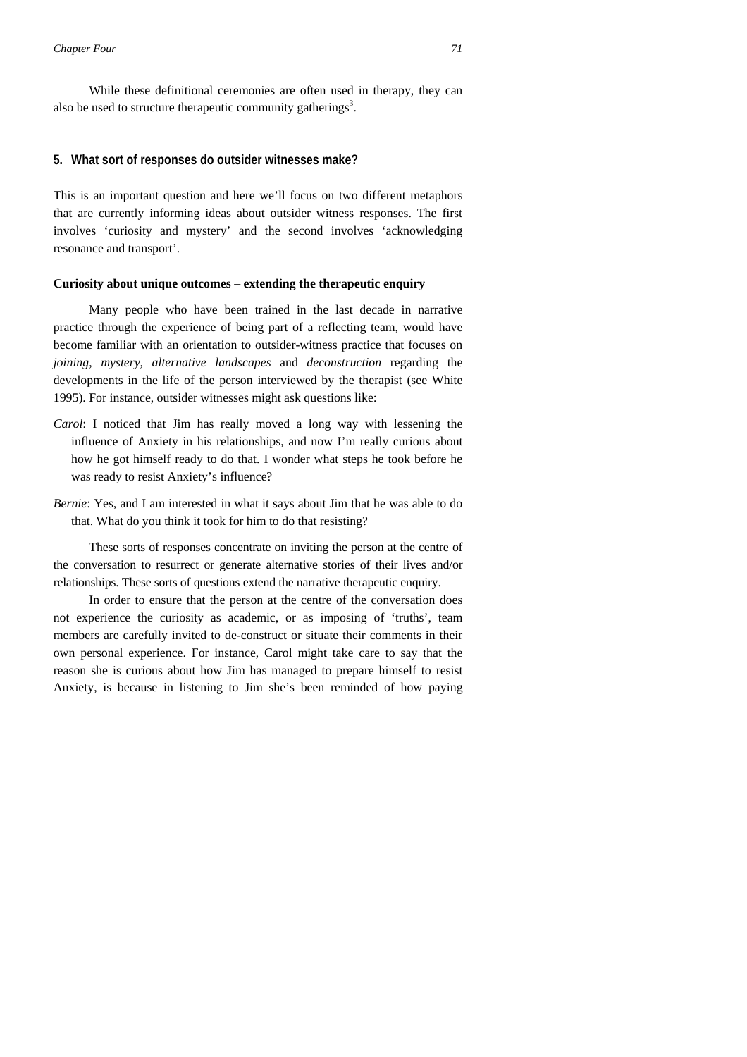While these definitional ceremonies are often used in therapy, they can also be used to structure therapeutic community gatherings[3].

## 5. What sort of responses do outsider witnesses make?

This is an important question and here we'll focus on two different metaphors that are currently informing ideas about outsider witness responses. The first involves 'curiosity and mystery' and the second involves 'acknowledging resonance and transport'.

### Curiosity about unique outcomes – extending the therapeutic enquiry

Many people who have been trained in the last decade in narrative practice through the experience of being part of a reflecting team, would have become familiar with an orientation to outsider-witness practice that focuses on *joining*, *mystery, alternative landscapes* and *deconstruction* regarding the developments in the life of the person interviewed by the therapist (see White 1995). For instance, outsider witnesses might ask questions like:

*Carol*: I noticed that Jim has really moved a long way with lessening the influence of Anxiety in his relationships, and now I'm really curious about how he got himself ready to do that. I wonder what steps he took before he was ready to resist Anxiety's influence?

*Bernie*: Yes, and I am interested in what it says about Jim that he was able to do that. What do you think it took for him to do that resisting?

These sorts of responses concentrate on inviting the person at the centre of the conversation to resurrect or generate alternative stories of their lives and/or relationships. These sorts of questions extend the narrative therapeutic enquiry.

In order to ensure that the person at the centre of the conversation does not experience the curiosity as academic, or as imposing of 'truths', team members are carefully invited to de-construct or situate their comments in their own personal experience. For instance, Carol might take care to say that the reason she is curious about how Jim has managed to prepare himself to resist Anxiety, is because in listening to Jim she's been reminded of how paying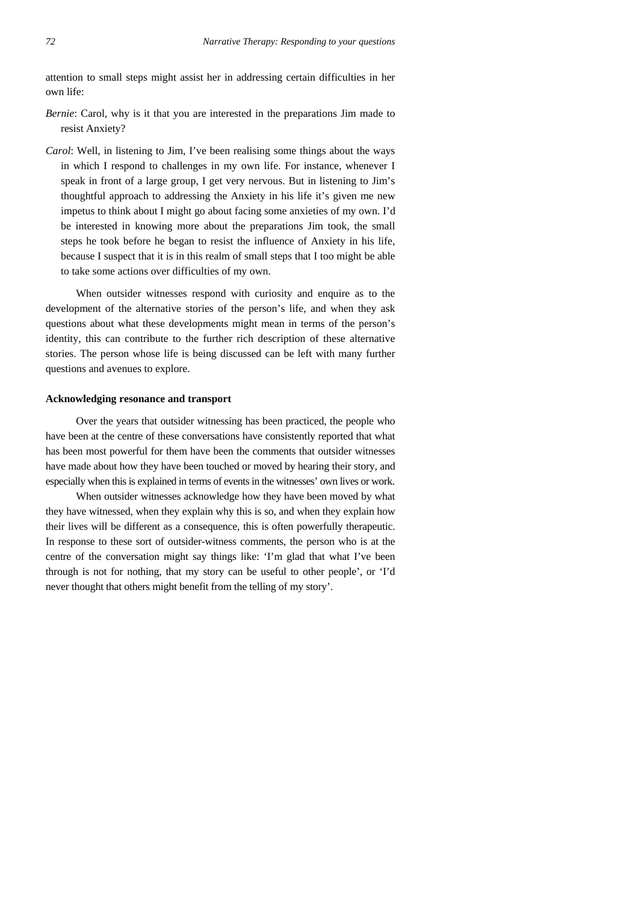attention to small steps might assist her in addressing certain difficulties in her own life:

*Bernie*: Carol, why is it that you are interested in the preparations Jim made to resist Anxiety?

*Carol*: Well, in listening to Jim, I've been realising some things about the ways in which I respond to challenges in my own life. For instance, whenever I speak in front of a large group, I get very nervous. But in listening to Jim's thoughtful approach to addressing the Anxiety in his life it's given me new impetus to think about I might go about facing some anxieties of my own. I'd be interested in knowing more about the preparations Jim took, the small steps he took before he began to resist the influence of Anxiety in his life, because I suspect that it is in this realm of small steps that I too might be able to take some actions over difficulties of my own.

When outsider witnesses respond with curiosity and enquire as to the development of the alternative stories of the person's life, and when they ask questions about what these developments might mean in terms of the person's identity, this can contribute to the further rich description of these alternative stories. The person whose life is being discussed can be left with many further questions and avenues to explore.

**Acknowledging resonance and transport**

Over the years that outsider witnessing has been practiced, the people who have been at the centre of these conversations have consistently reported that what has been most powerful for them have been the comments that outsider witnesses have made about how they have been touched or moved by hearing their story, and especially when this is explained in terms of events in the witnesses' own lives or work.

When outsider witnesses acknowledge how they have been moved by what they have witnessed, when they explain why this is so, and when they explain how their lives will be different as a consequence, this is often powerfully therapeutic. In response to these sort of outsider-witness comments, the person who is at the centre of the conversation might say things like: 'I'm glad that what I've been through is not for nothing, that my story can be useful to other people', or 'I'd never thought that others might benefit from the telling of my story'.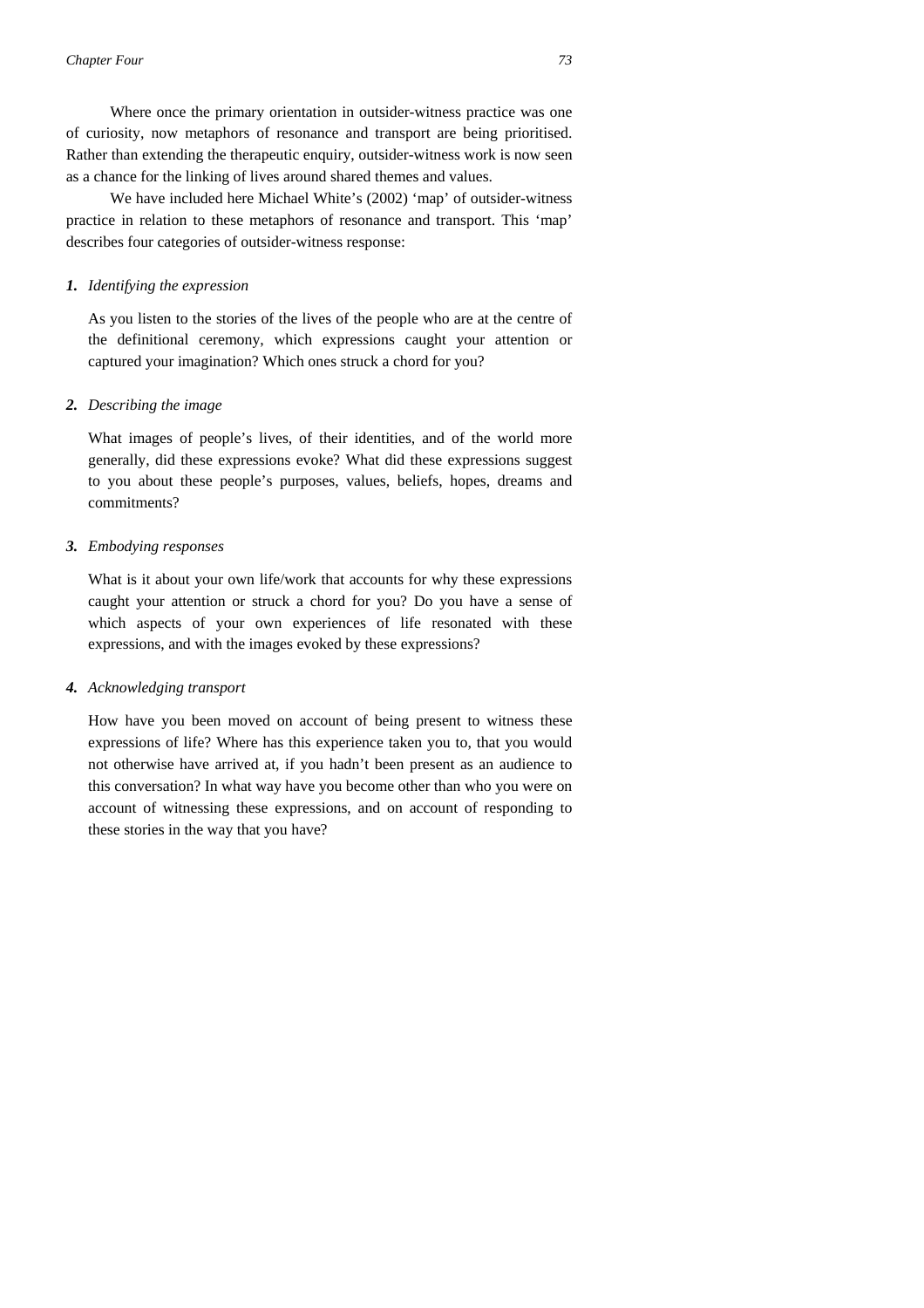Where once the primary orientation in outsider-witness practice was one of curiosity, now metaphors of resonance and transport are being prioritised. Rather than extending the therapeutic enquiry, outsider-witness work is now seen as a chance for the linking of lives around shared themes and values.

We have included here Michael White's (2002) 'map' of outsider-witness practice in relation to these metaphors of resonance and transport. This 'map' describes four categories of outsider-witness response:

***1.** Identifying the expression*

As you listen to the stories of the lives of the people who are at the centre of the definitional ceremony, which expressions caught your attention or captured your imagination? Which ones struck a chord for you?

***2.** Describing the image*

What images of people's lives, of their identities, and of the world more generally, did these expressions evoke? What did these expressions suggest to you about these people's purposes, values, beliefs, hopes, dreams and commitments?

***3.** Embodying responses*

What is it about your own life/work that accounts for why these expressions caught your attention or struck a chord for you? Do you have a sense of which aspects of your own experiences of life resonated with these expressions, and with the images evoked by these expressions?

***4.** Acknowledging transport*

How have you been moved on account of being present to witness these expressions of life? Where has this experience taken you to, that you would not otherwise have arrived at, if you hadn't been present as an audience to this conversation? In what way have you become other than who you were on account of witnessing these expressions, and on account of responding to these stories in the way that you have?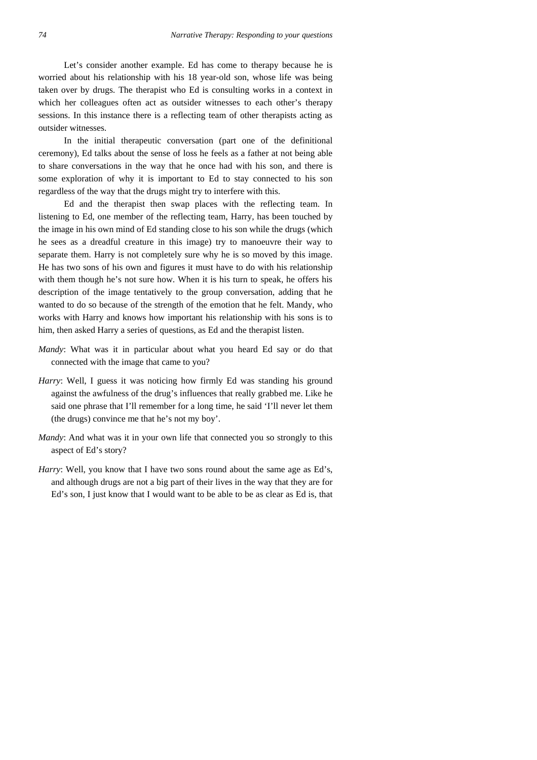Let's consider another example. Ed has come to therapy because he is worried about his relationship with his 18 year-old son, whose life was being taken over by drugs. The therapist who Ed is consulting works in a context in which her colleagues often act as outsider witnesses to each other's therapy sessions. In this instance there is a reflecting team of other therapists acting as outsider witnesses.

In the initial therapeutic conversation (part one of the definitional ceremony), Ed talks about the sense of loss he feels as a father at not being able to share conversations in the way that he once had with his son, and there is some exploration of why it is important to Ed to stay connected to his son regardless of the way that the drugs might try to interfere with this.

Ed and the therapist then swap places with the reflecting team. In listening to Ed, one member of the reflecting team, Harry, has been touched by the image in his own mind of Ed standing close to his son while the drugs (which he sees as a dreadful creature in this image) try to manoeuvre their way to separate them. Harry is not completely sure why he is so moved by this image. He has two sons of his own and figures it must have to do with his relationship with them though he's not sure how. When it is his turn to speak, he offers his description of the image tentatively to the group conversation, adding that he wanted to do so because of the strength of the emotion that he felt. Mandy, who works with Harry and knows how important his relationship with his sons is to him, then asked Harry a series of questions, as Ed and the therapist listen.

*Mandy*: What was it in particular about what you heard Ed say or do that connected with the image that came to you?

*Harry*: Well, I guess it was noticing how firmly Ed was standing his ground against the awfulness of the drug's influences that really grabbed me. Like he said one phrase that I'll remember for a long time, he said 'I'll never let them (the drugs) convince me that he's not my boy'.

*Mandy*: And what was it in your own life that connected you so strongly to this aspect of Ed's story?

*Harry*: Well, you know that I have two sons round about the same age as Ed's, and although drugs are not a big part of their lives in the way that they are for Ed's son, I just know that I would want to be able to be as clear as Ed is, that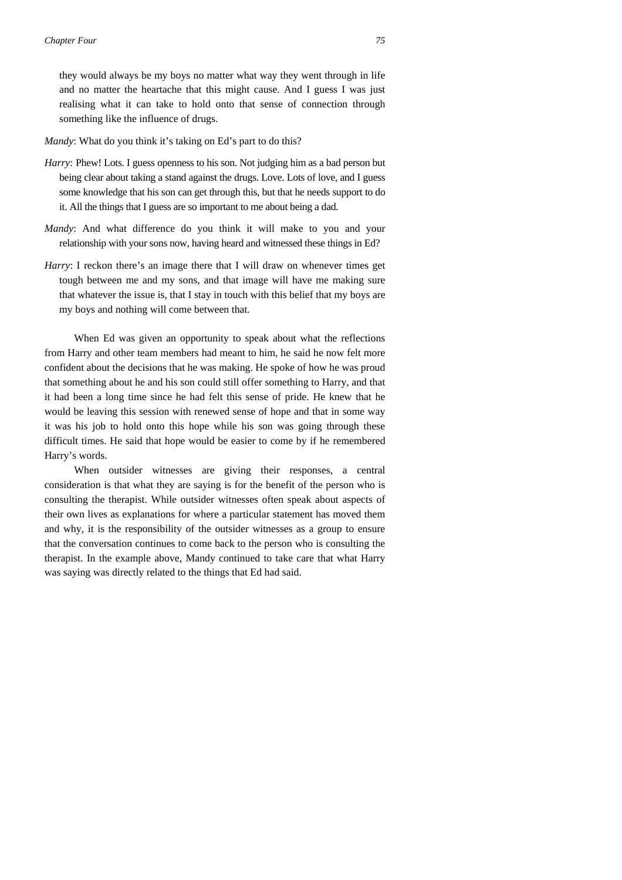they would always be my boys no matter what way they went through in life and no matter the heartache that this might cause. And I guess I was just realising what it can take to hold onto that sense of connection through something like the influence of drugs.

*Mandy*: What do you think it's taking on Ed's part to do this?

*Harry*: Phew! Lots. I guess openness to his son. Not judging him as a bad person but being clear about taking a stand against the drugs. Love. Lots of love, and I guess some knowledge that his son can get through this, but that he needs support to do it. All the things that I guess are so important to me about being a dad.

*Mandy*: And what difference do you think it will make to you and your relationship with your sons now, having heard and witnessed these things in Ed?

*Harry*: I reckon there's an image there that I will draw on whenever times get tough between me and my sons, and that image will have me making sure that whatever the issue is, that I stay in touch with this belief that my boys are my boys and nothing will come between that.

When Ed was given an opportunity to speak about what the reflections from Harry and other team members had meant to him, he said he now felt more confident about the decisions that he was making. He spoke of how he was proud that something about he and his son could still offer something to Harry, and that it had been a long time since he had felt this sense of pride. He knew that he would be leaving this session with renewed sense of hope and that in some way it was his job to hold onto this hope while his son was going through these difficult times. He said that hope would be easier to come by if he remembered Harry's words.

When outsider witnesses are giving their responses, a central consideration is that what they are saying is for the benefit of the person who is consulting the therapist. While outsider witnesses often speak about aspects of their own lives as explanations for where a particular statement has moved them and why, it is the responsibility of the outsider witnesses as a group to ensure that the conversation continues to come back to the person who is consulting the therapist. In the example above, Mandy continued to take care that what Harry was saying was directly related to the things that Ed had said.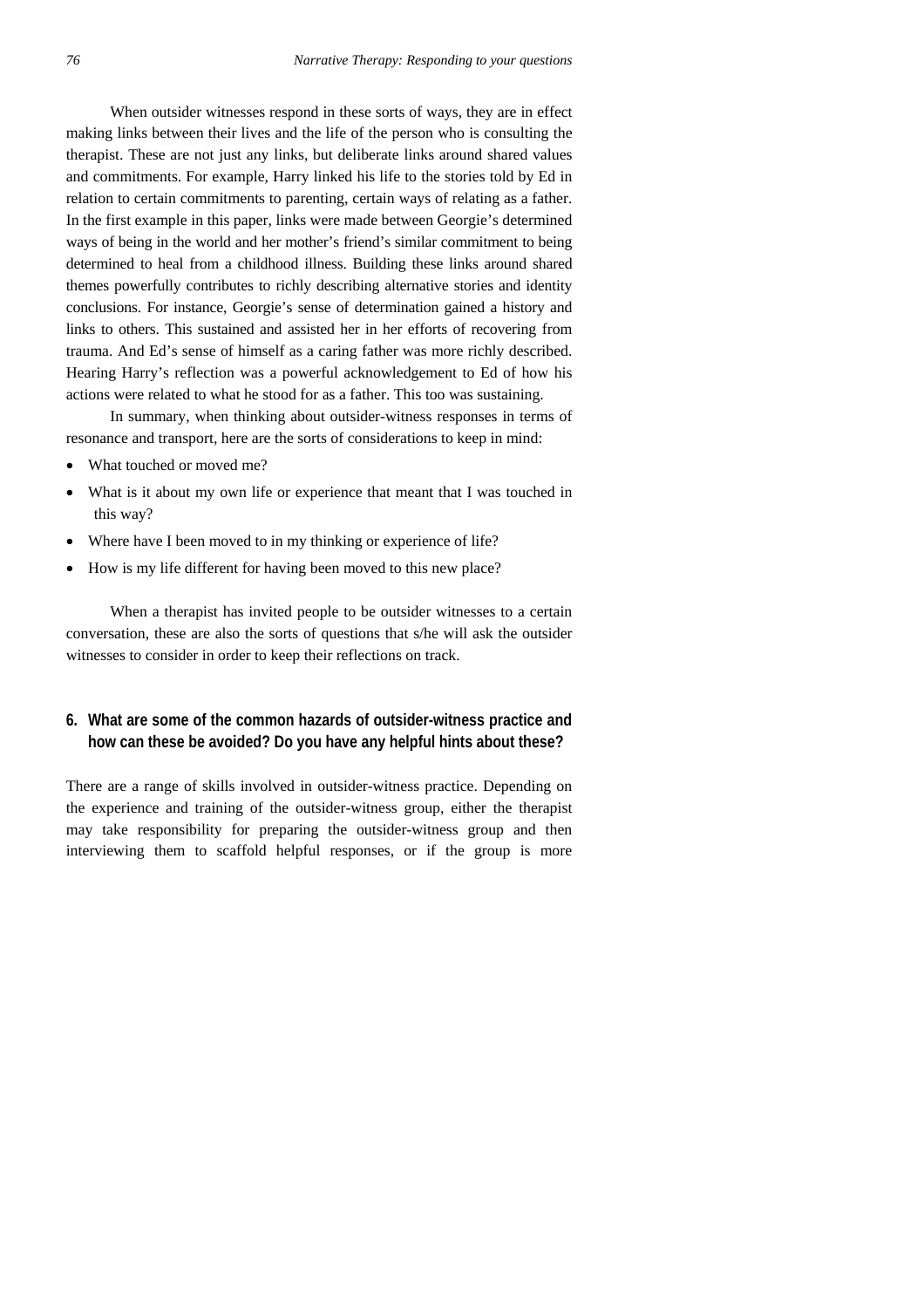When outsider witnesses respond in these sorts of ways, they are in effect making links between their lives and the life of the person who is consulting the therapist. These are not just any links, but deliberate links around shared values and commitments. For example, Harry linked his life to the stories told by Ed in relation to certain commitments to parenting, certain ways of relating as a father. In the first example in this paper, links were made between Georgie's determined ways of being in the world and her mother's friend's similar commitment to being determined to heal from a childhood illness. Building these links around shared themes powerfully contributes to richly describing alternative stories and identity conclusions. For instance, Georgie's sense of determination gained a history and links to others. This sustained and assisted her in her efforts of recovering from trauma. And Ed's sense of himself as a caring father was more richly described. Hearing Harry's reflection was a powerful acknowledgement to Ed of how his actions were related to what he stood for as a father. This too was sustaining.

In summary, when thinking about outsider-witness responses in terms of resonance and transport, here are the sorts of considerations to keep in mind:

- What touched or moved me?
- What is it about my own life or experience that meant that I was touched in this way?
- Where have I been moved to in my thinking or experience of life?
- How is my life different for having been moved to this new place?

When a therapist has invited people to be outsider witnesses to a certain conversation, these are also the sorts of questions that s/he will ask the outsider witnesses to consider in order to keep their reflections on track.

## 6. What are some of the common hazards of outsider-witness practice and how can these be avoided? Do you have any helpful hints about these?

There are a range of skills involved in outsider-witness practice. Depending on the experience and training of the outsider-witness group, either the therapist may take responsibility for preparing the outsider-witness group and then interviewing them to scaffold helpful responses, or if the group is more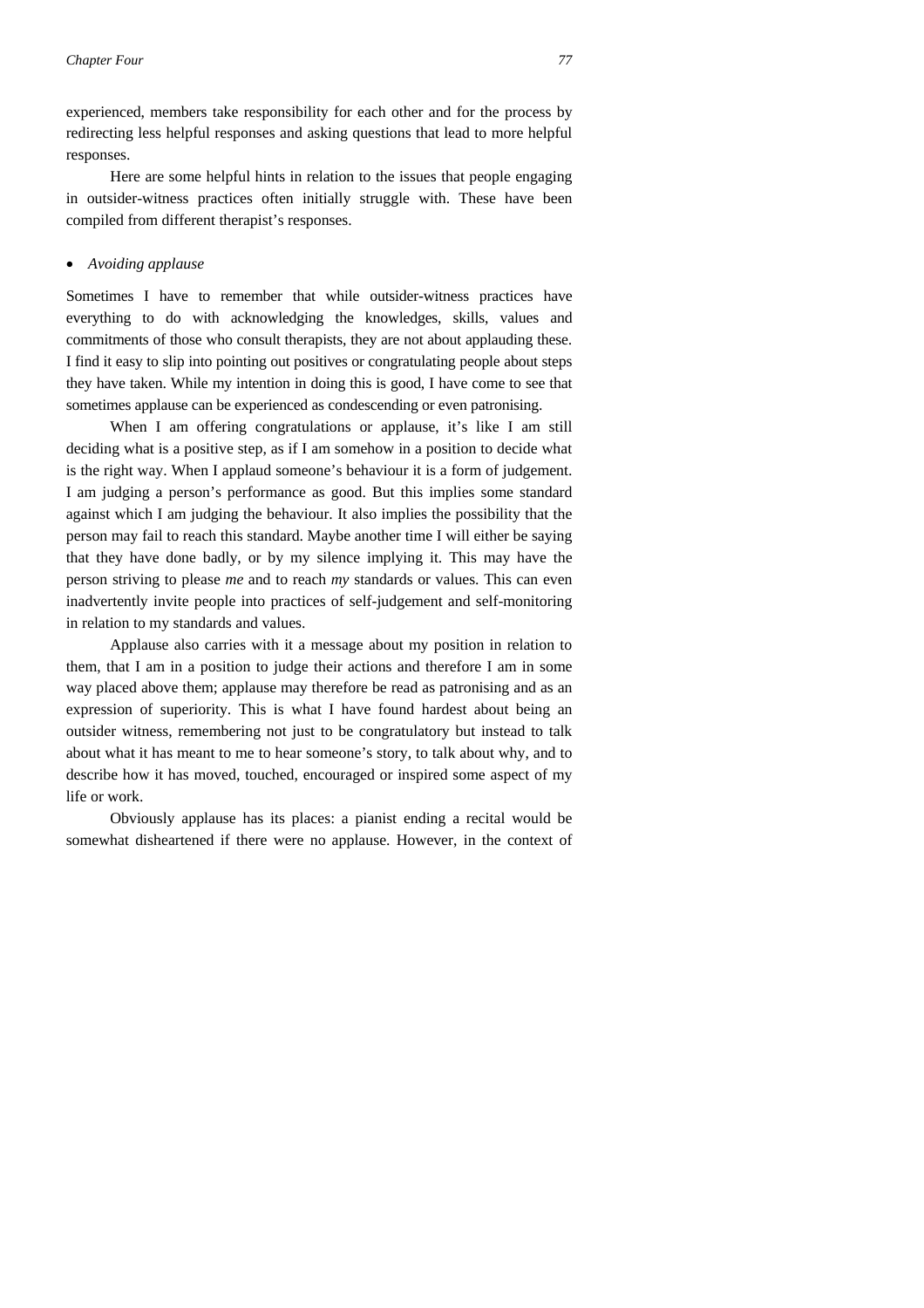experienced, members take responsibility for each other and for the process by redirecting less helpful responses and asking questions that lead to more helpful responses.

Here are some helpful hints in relation to the issues that people engaging in outsider-witness practices often initially struggle with. These have been compiled from different therapist's responses.

- *Avoiding applause*

Sometimes I have to remember that while outsider-witness practices have everything to do with acknowledging the knowledges, skills, values and commitments of those who consult therapists, they are not about applauding these. I find it easy to slip into pointing out positives or congratulating people about steps they have taken. While my intention in doing this is good, I have come to see that sometimes applause can be experienced as condescending or even patronising.

When I am offering congratulations or applause, it's like I am still deciding what is a positive step, as if I am somehow in a position to decide what is the right way. When I applaud someone's behaviour it is a form of judgement. I am judging a person's performance as good. But this implies some standard against which I am judging the behaviour. It also implies the possibility that the person may fail to reach this standard. Maybe another time I will either be saying that they have done badly, or by my silence implying it. This may have the person striving to please *me* and to reach *my* standards or values. This can even inadvertently invite people into practices of self-judgement and self-monitoring in relation to my standards and values.

Applause also carries with it a message about my position in relation to them, that I am in a position to judge their actions and therefore I am in some way placed above them; applause may therefore be read as patronising and as an expression of superiority. This is what I have found hardest about being an outsider witness, remembering not just to be congratulatory but instead to talk about what it has meant to me to hear someone's story, to talk about why, and to describe how it has moved, touched, encouraged or inspired some aspect of my life or work.

Obviously applause has its places: a pianist ending a recital would be somewhat disheartened if there were no applause. However, in the context of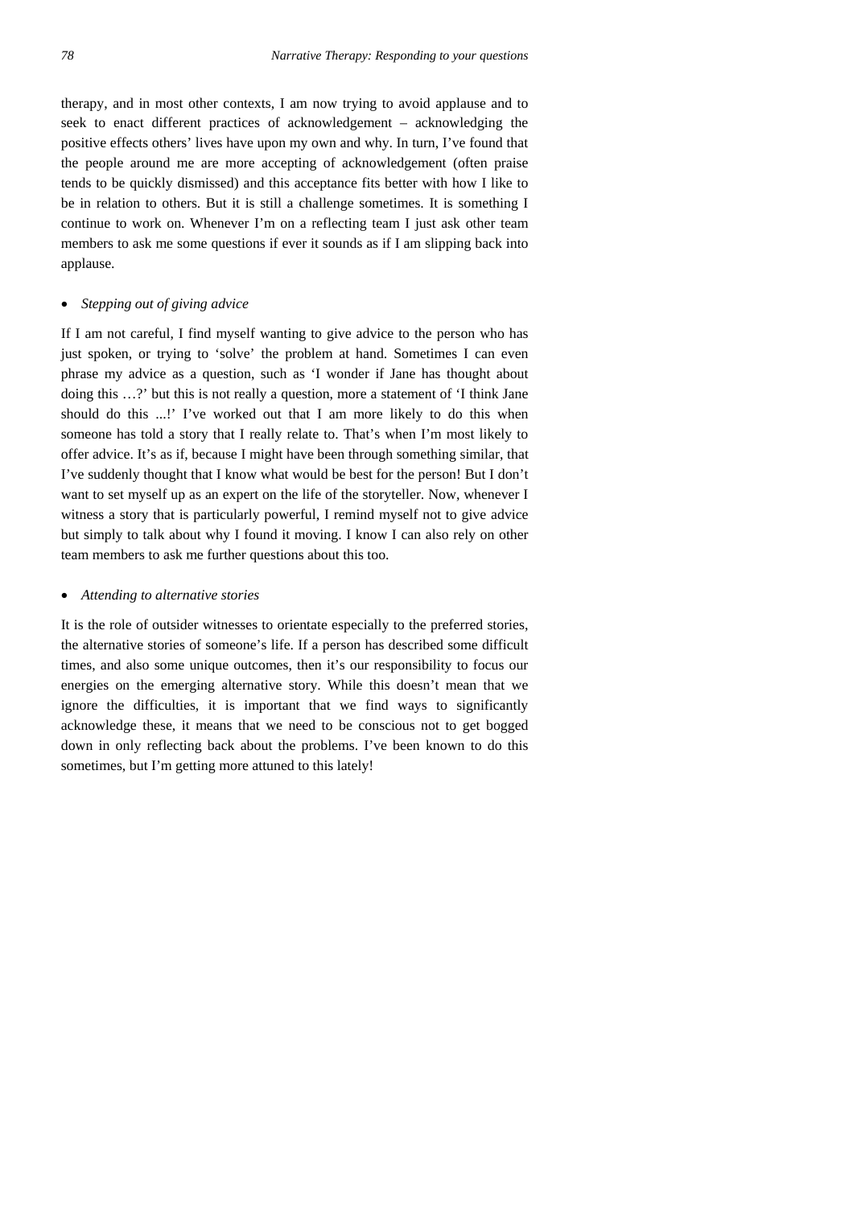therapy, and in most other contexts, I am now trying to avoid applause and to seek to enact different practices of acknowledgement – acknowledging the positive effects others' lives have upon my own and why. In turn, I've found that the people around me are more accepting of acknowledgement (often praise tends to be quickly dismissed) and this acceptance fits better with how I like to be in relation to others. But it is still a challenge sometimes. It is something I continue to work on. Whenever I'm on a reflecting team I just ask other team members to ask me some questions if ever it sounds as if I am slipping back into applause.

- *Stepping out of giving advice*

If I am not careful, I find myself wanting to give advice to the person who has just spoken, or trying to 'solve' the problem at hand. Sometimes I can even phrase my advice as a question, such as 'I wonder if Jane has thought about doing this …?' but this is not really a question, more a statement of 'I think Jane should do this ...!' I've worked out that I am more likely to do this when someone has told a story that I really relate to. That's when I'm most likely to offer advice. It's as if, because I might have been through something similar, that I've suddenly thought that I know what would be best for the person! But I don't want to set myself up as an expert on the life of the storyteller. Now, whenever I witness a story that is particularly powerful, I remind myself not to give advice but simply to talk about why I found it moving. I know I can also rely on other team members to ask me further questions about this too.

- *Attending to alternative stories*

It is the role of outsider witnesses to orientate especially to the preferred stories, the alternative stories of someone's life. If a person has described some difficult times, and also some unique outcomes, then it's our responsibility to focus our energies on the emerging alternative story. While this doesn't mean that we ignore the difficulties, it is important that we find ways to significantly acknowledge these, it means that we need to be conscious not to get bogged down in only reflecting back about the problems. I've been known to do this sometimes, but I'm getting more attuned to this lately!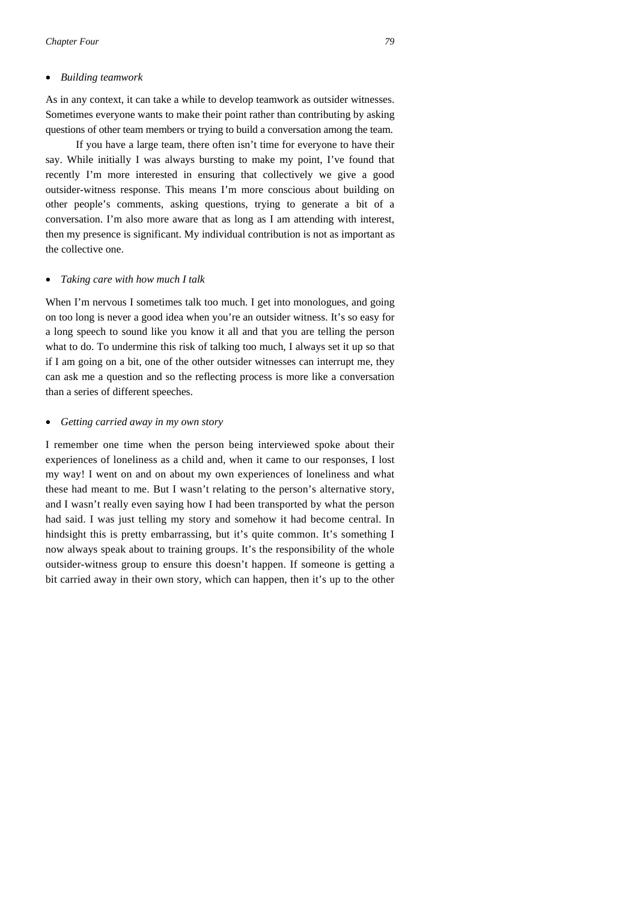- *Building teamwork*

As in any context, it can take a while to develop teamwork as outsider witnesses. Sometimes everyone wants to make their point rather than contributing by asking questions of other team members or trying to build a conversation among the team.

If you have a large team, there often isn't time for everyone to have their say. While initially I was always bursting to make my point, I've found that recently I'm more interested in ensuring that collectively we give a good outsider-witness response. This means I'm more conscious about building on other people's comments, asking questions, trying to generate a bit of a conversation. I'm also more aware that as long as I am attending with interest, then my presence is significant. My individual contribution is not as important as the collective one.

- *Taking care with how much I talk*

When I'm nervous I sometimes talk too much. I get into monologues, and going on too long is never a good idea when you're an outsider witness. It's so easy for a long speech to sound like you know it all and that you are telling the person what to do. To undermine this risk of talking too much, I always set it up so that if I am going on a bit, one of the other outsider witnesses can interrupt me, they can ask me a question and so the reflecting process is more like a conversation than a series of different speeches.

- *Getting carried away in my own story*

I remember one time when the person being interviewed spoke about their experiences of loneliness as a child and, when it came to our responses, I lost my way! I went on and on about my own experiences of loneliness and what these had meant to me. But I wasn't relating to the person's alternative story, and I wasn't really even saying how I had been transported by what the person had said. I was just telling my story and somehow it had become central. In hindsight this is pretty embarrassing, but it's quite common. It's something I now always speak about to training groups. It's the responsibility of the whole outsider-witness group to ensure this doesn't happen. If someone is getting a bit carried away in their own story, which can happen, then it's up to the other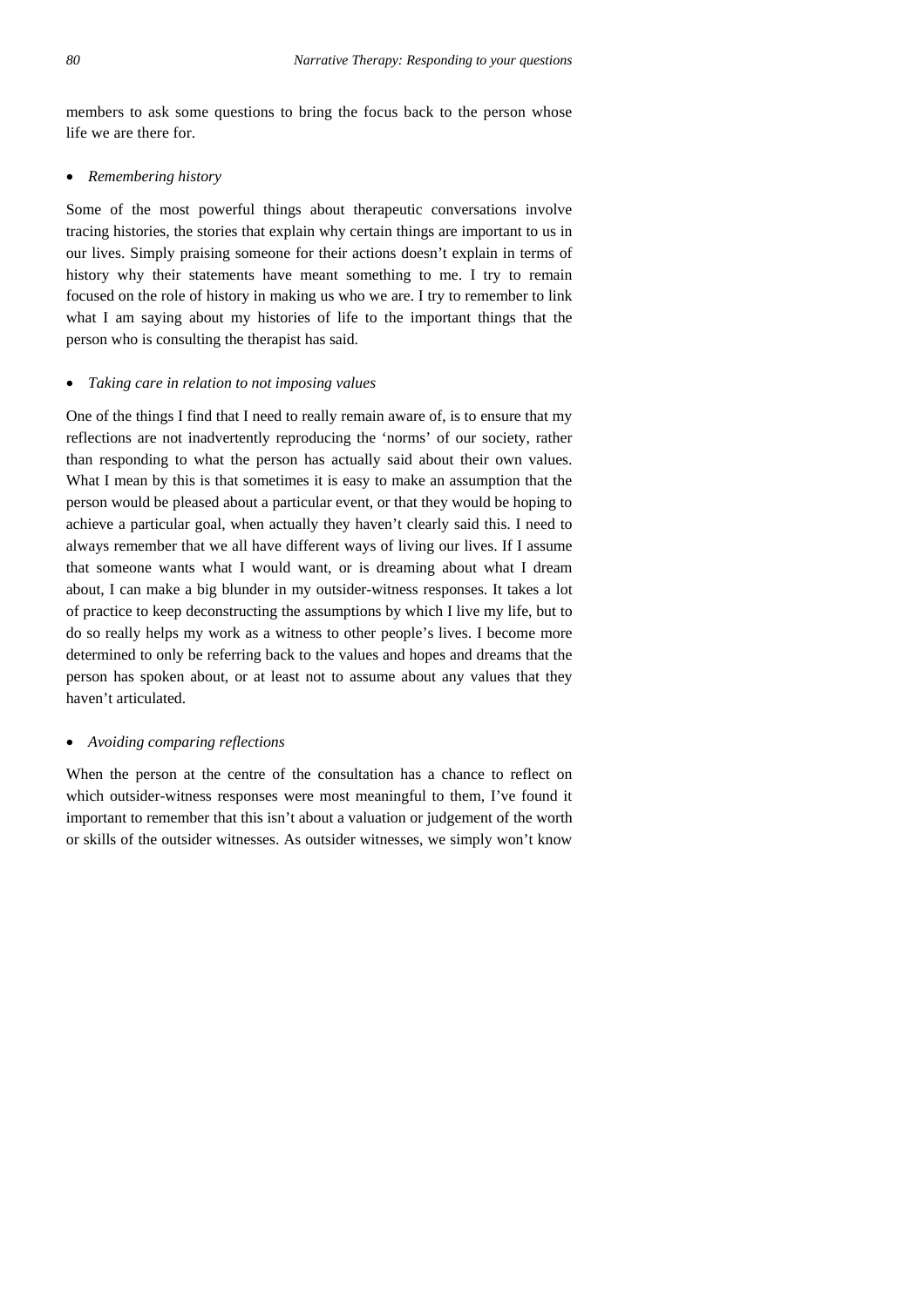members to ask some questions to bring the focus back to the person whose life we are there for.

- *Remembering history*

Some of the most powerful things about therapeutic conversations involve tracing histories, the stories that explain why certain things are important to us in our lives. Simply praising someone for their actions doesn't explain in terms of history why their statements have meant something to me. I try to remain focused on the role of history in making us who we are. I try to remember to link what I am saying about my histories of life to the important things that the person who is consulting the therapist has said.

- *Taking care in relation to not imposing values*

One of the things I find that I need to really remain aware of, is to ensure that my reflections are not inadvertently reproducing the 'norms' of our society, rather than responding to what the person has actually said about their own values. What I mean by this is that sometimes it is easy to make an assumption that the person would be pleased about a particular event, or that they would be hoping to achieve a particular goal, when actually they haven't clearly said this. I need to always remember that we all have different ways of living our lives. If I assume that someone wants what I would want, or is dreaming about what I dream about, I can make a big blunder in my outsider-witness responses. It takes a lot of practice to keep deconstructing the assumptions by which I live my life, but to do so really helps my work as a witness to other people's lives. I become more determined to only be referring back to the values and hopes and dreams that the person has spoken about, or at least not to assume about any values that they haven't articulated.

- *Avoiding comparing reflections*

When the person at the centre of the consultation has a chance to reflect on which outsider-witness responses were most meaningful to them, I've found it important to remember that this isn't about a valuation or judgement of the worth or skills of the outsider witnesses. As outsider witnesses, we simply won't know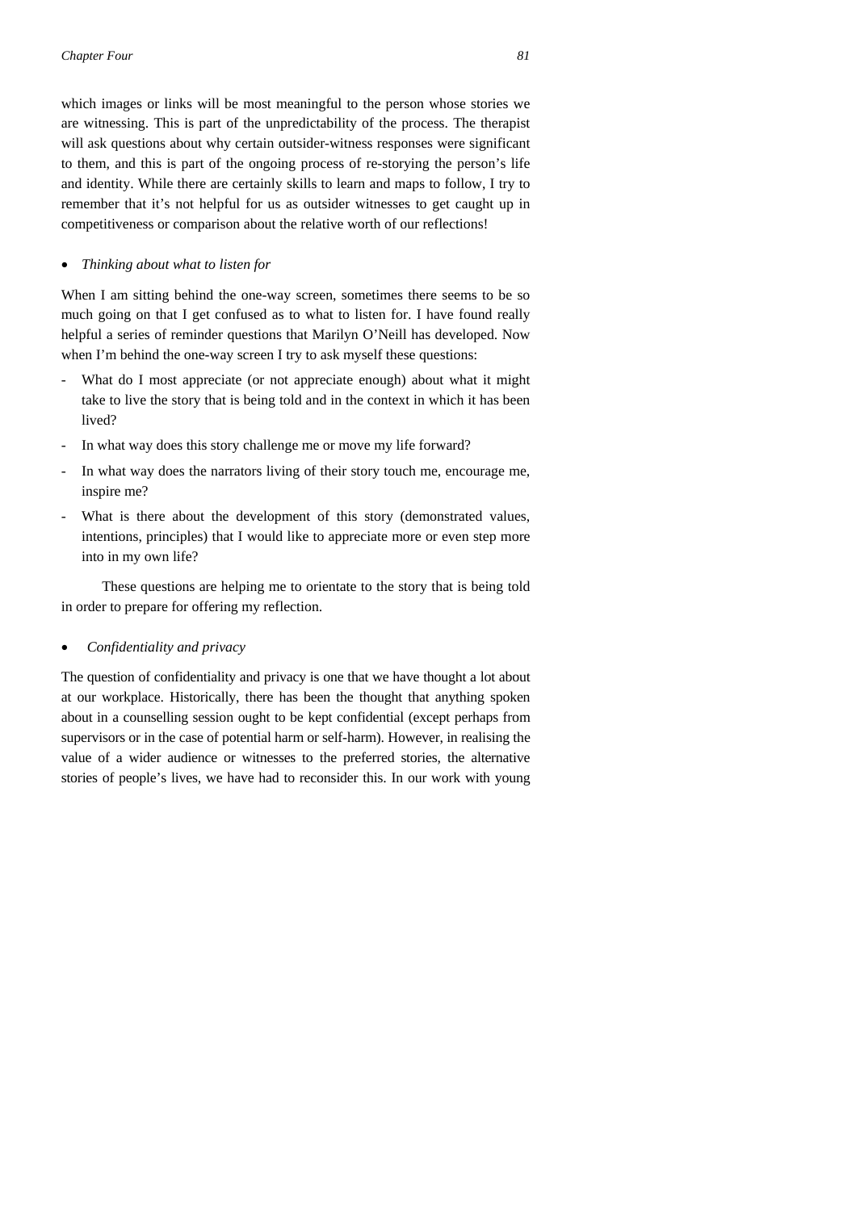which images or links will be most meaningful to the person whose stories we are witnessing. This is part of the unpredictability of the process. The therapist will ask questions about why certain outsider-witness responses were significant to them, and this is part of the ongoing process of re-storying the person's life and identity. While there are certainly skills to learn and maps to follow, I try to remember that it's not helpful for us as outsider witnesses to get caught up in competitiveness or comparison about the relative worth of our reflections!

- *Thinking about what to listen for*

When I am sitting behind the one-way screen, sometimes there seems to be so much going on that I get confused as to what to listen for. I have found really helpful a series of reminder questions that Marilyn O'Neill has developed. Now when I'm behind the one-way screen I try to ask myself these questions:

- What do I most appreciate (or not appreciate enough) about what it might take to live the story that is being told and in the context in which it has been lived?
- In what way does this story challenge me or move my life forward?
- In what way does the narrators living of their story touch me, encourage me, inspire me?
- What is there about the development of this story (demonstrated values, intentions, principles) that I would like to appreciate more or even step more into in my own life?

These questions are helping me to orientate to the story that is being told in order to prepare for offering my reflection.

- *Confidentiality and privacy*

The question of confidentiality and privacy is one that we have thought a lot about at our workplace. Historically, there has been the thought that anything spoken about in a counselling session ought to be kept confidential (except perhaps from supervisors or in the case of potential harm or self-harm). However, in realising the value of a wider audience or witnesses to the preferred stories, the alternative stories of people's lives, we have had to reconsider this. In our work with young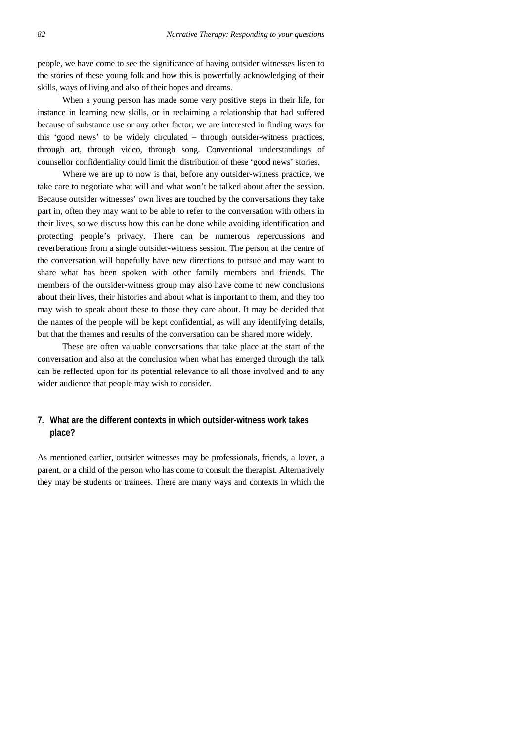people, we have come to see the significance of having outsider witnesses listen to the stories of these young folk and how this is powerfully acknowledging of their skills, ways of living and also of their hopes and dreams.

When a young person has made some very positive steps in their life, for instance in learning new skills, or in reclaiming a relationship that had suffered because of substance use or any other factor, we are interested in finding ways for this 'good news' to be widely circulated – through outsider-witness practices, through art, through video, through song. Conventional understandings of counsellor confidentiality could limit the distribution of these 'good news' stories.

Where we are up to now is that, before any outsider-witness practice, we take care to negotiate what will and what won't be talked about after the session. Because outsider witnesses' own lives are touched by the conversations they take part in, often they may want to be able to refer to the conversation with others in their lives, so we discuss how this can be done while avoiding identification and protecting people's privacy. There can be numerous repercussions and reverberations from a single outsider-witness session. The person at the centre of the conversation will hopefully have new directions to pursue and may want to share what has been spoken with other family members and friends. The members of the outsider-witness group may also have come to new conclusions about their lives, their histories and about what is important to them, and they too may wish to speak about these to those they care about. It may be decided that the names of the people will be kept confidential, as will any identifying details, but that the themes and results of the conversation can be shared more widely.

These are often valuable conversations that take place at the start of the conversation and also at the conclusion when what has emerged through the talk can be reflected upon for its potential relevance to all those involved and to any wider audience that people may wish to consider.

## 7. What are the different contexts in which outsider-witness work takes place?

As mentioned earlier, outsider witnesses may be professionals, friends, a lover, a parent, or a child of the person who has come to consult the therapist. Alternatively they may be students or trainees. There are many ways and contexts in which the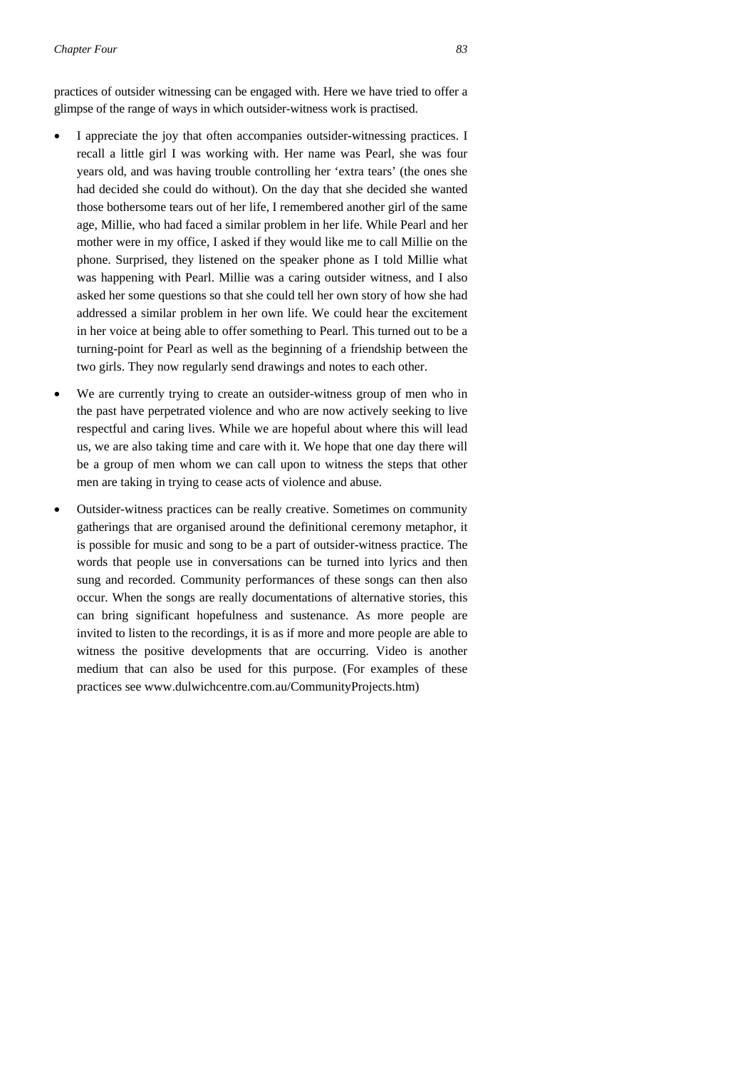practices of outsider witnessing can be engaged with. Here we have tried to offer a glimpse of the range of ways in which outsider-witness work is practised.

- I appreciate the joy that often accompanies outsider-witnessing practices. I recall a little girl I was working with. Her name was Pearl, she was four years old, and was having trouble controlling her 'extra tears' (the ones she had decided she could do without). On the day that she decided she wanted those bothersome tears out of her life, I remembered another girl of the same age, Millie, who had faced a similar problem in her life. While Pearl and her mother were in my office, I asked if they would like me to call Millie on the phone. Surprised, they listened on the speaker phone as I told Millie what was happening with Pearl. Millie was a caring outsider witness, and I also asked her some questions so that she could tell her own story of how she had addressed a similar problem in her own life. We could hear the excitement in her voice at being able to offer something to Pearl. This turned out to be a turning-point for Pearl as well as the beginning of a friendship between the two girls. They now regularly send drawings and notes to each other.

- We are currently trying to create an outsider-witness group of men who in the past have perpetrated violence and who are now actively seeking to live respectful and caring lives. While we are hopeful about where this will lead us, we are also taking time and care with it. We hope that one day there will be a group of men whom we can call upon to witness the steps that other men are taking in trying to cease acts of violence and abuse.

- Outsider-witness practices can be really creative. Sometimes on community gatherings that are organised around the definitional ceremony metaphor, it is possible for music and song to be a part of outsider-witness practice. The words that people use in conversations can be turned into lyrics and then sung and recorded. Community performances of these songs can then also occur. When the songs are really documentations of alternative stories, this can bring significant hopefulness and sustenance. As more people are invited to listen to the recordings, it is as if more and more people are able to witness the positive developments that are occurring. Video is another medium that can also be used for this purpose. (For examples of these practices see www.dulwichcentre.com.au/CommunityProjects.htm)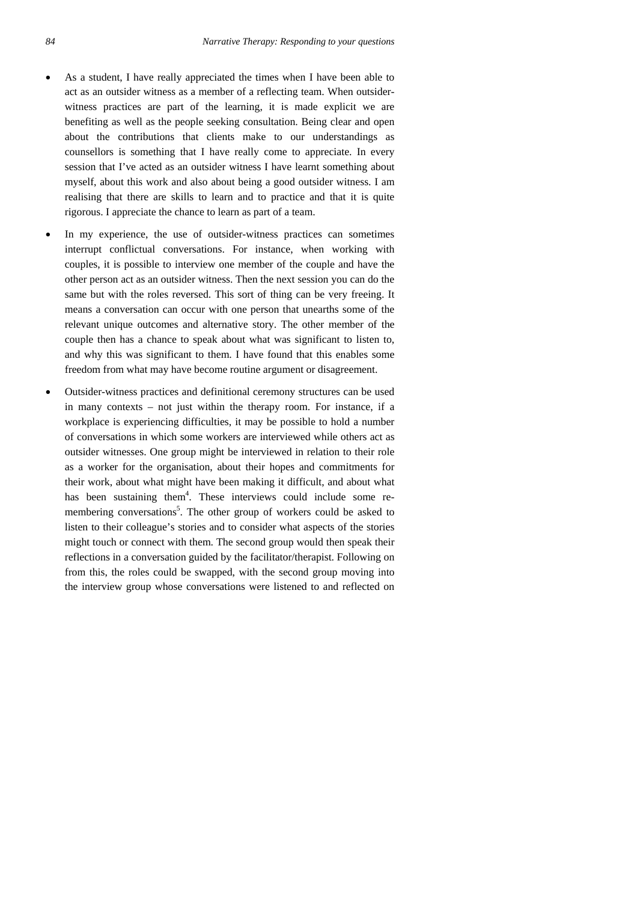- As a student, I have really appreciated the times when I have been able to act as an outsider witness as a member of a reflecting team. When outsider-witness practices are part of the learning, it is made explicit we are benefiting as well as the people seeking consultation. Being clear and open about the contributions that clients make to our understandings as counsellors is something that I have really come to appreciate. In every session that I've acted as an outsider witness I have learnt something about myself, about this work and also about being a good outsider witness. I am realising that there are skills to learn and to practice and that it is quite rigorous. I appreciate the chance to learn as part of a team.

- In my experience, the use of outsider-witness practices can sometimes interrupt conflictual conversations. For instance, when working with couples, it is possible to interview one member of the couple and have the other person act as an outsider witness. Then the next session you can do the same but with the roles reversed. This sort of thing can be very freeing. It means a conversation can occur with one person that unearths some of the relevant unique outcomes and alternative story. The other member of the couple then has a chance to speak about what was significant to listen to, and why this was significant to them. I have found that this enables some freedom from what may have become routine argument or disagreement.

- Outsider-witness practices and definitional ceremony structures can be used in many contexts – not just within the therapy room. For instance, if a workplace is experiencing difficulties, it may be possible to hold a number of conversations in which some workers are interviewed while others act as outsider witnesses. One group might be interviewed in relation to their role as a worker for the organisation, about their hopes and commitments for their work, about what might have been making it difficult, and about what has been sustaining them[4]. These interviews could include some re-membering conversations[5]. The other group of workers could be asked to listen to their colleague's stories and to consider what aspects of the stories might touch or connect with them. The second group would then speak their reflections in a conversation guided by the facilitator/therapist. Following on from this, the roles could be swapped, with the second group moving into the interview group whose conversations were listened to and reflected on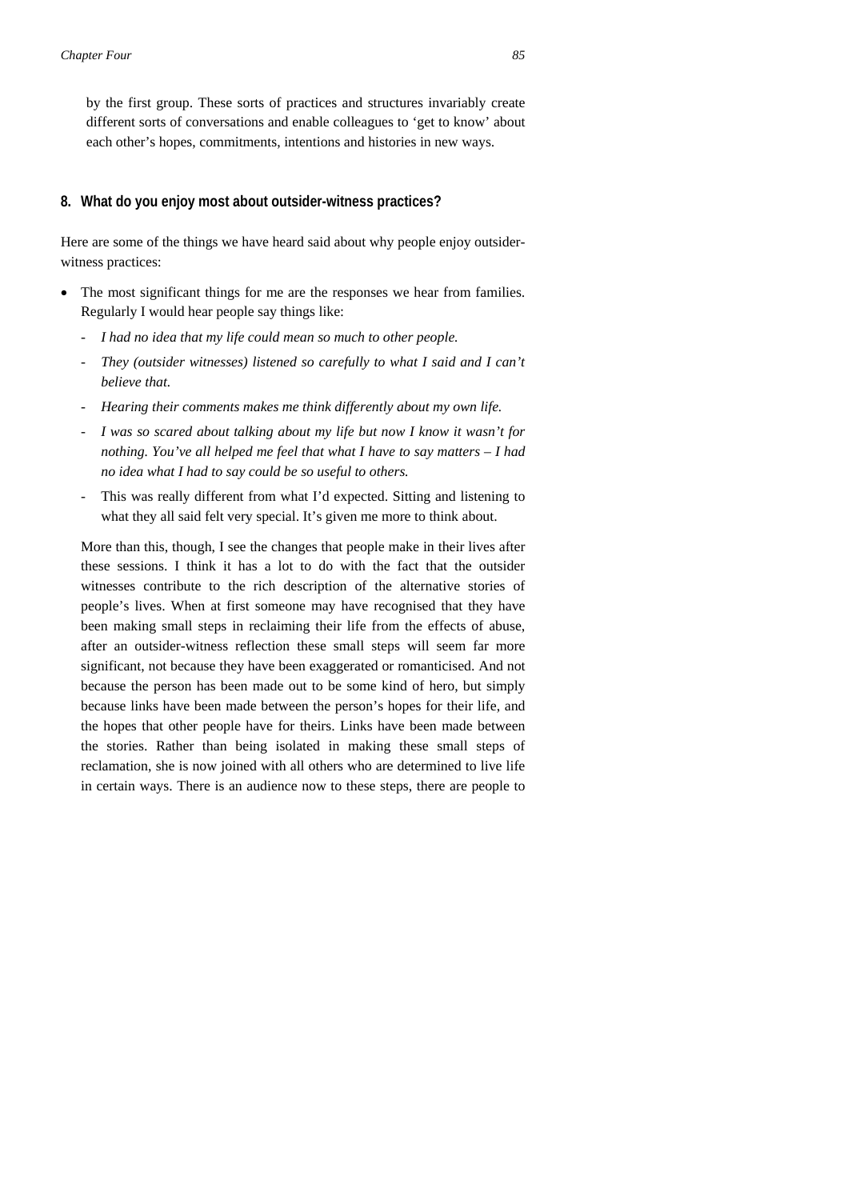by the first group. These sorts of practices and structures invariably create different sorts of conversations and enable colleagues to 'get to know' about each other's hopes, commitments, intentions and histories in new ways.

### 8. What do you enjoy most about outsider-witness practices?

Here are some of the things we have heard said about why people enjoy outsider-witness practices:

- The most significant things for me are the responses we hear from families. Regularly I would hear people say things like:

  - *I had no idea that my life could mean so much to other people.*
  - *They (outsider witnesses) listened so carefully to what I said and I can't believe that.*
  - *Hearing their comments makes me think differently about my own life.*
  - *I was so scared about talking about my life but now I know it wasn't for nothing. You've all helped me feel that what I have to say matters – I had no idea what I had to say could be so useful to others.*
  - This was really different from what I'd expected. Sitting and listening to what they all said felt very special. It's given me more to think about.

  More than this, though, I see the changes that people make in their lives after these sessions. I think it has a lot to do with the fact that the outsider witnesses contribute to the rich description of the alternative stories of people's lives. When at first someone may have recognised that they have been making small steps in reclaiming their life from the effects of abuse, after an outsider-witness reflection these small steps will seem far more significant, not because they have been exaggerated or romanticised. And not because the person has been made out to be some kind of hero, but simply because links have been made between the person's hopes for their life, and the hopes that other people have for theirs. Links have been made between the stories. Rather than being isolated in making these small steps of reclamation, she is now joined with all others who are determined to live life in certain ways. There is an audience now to these steps, there are people to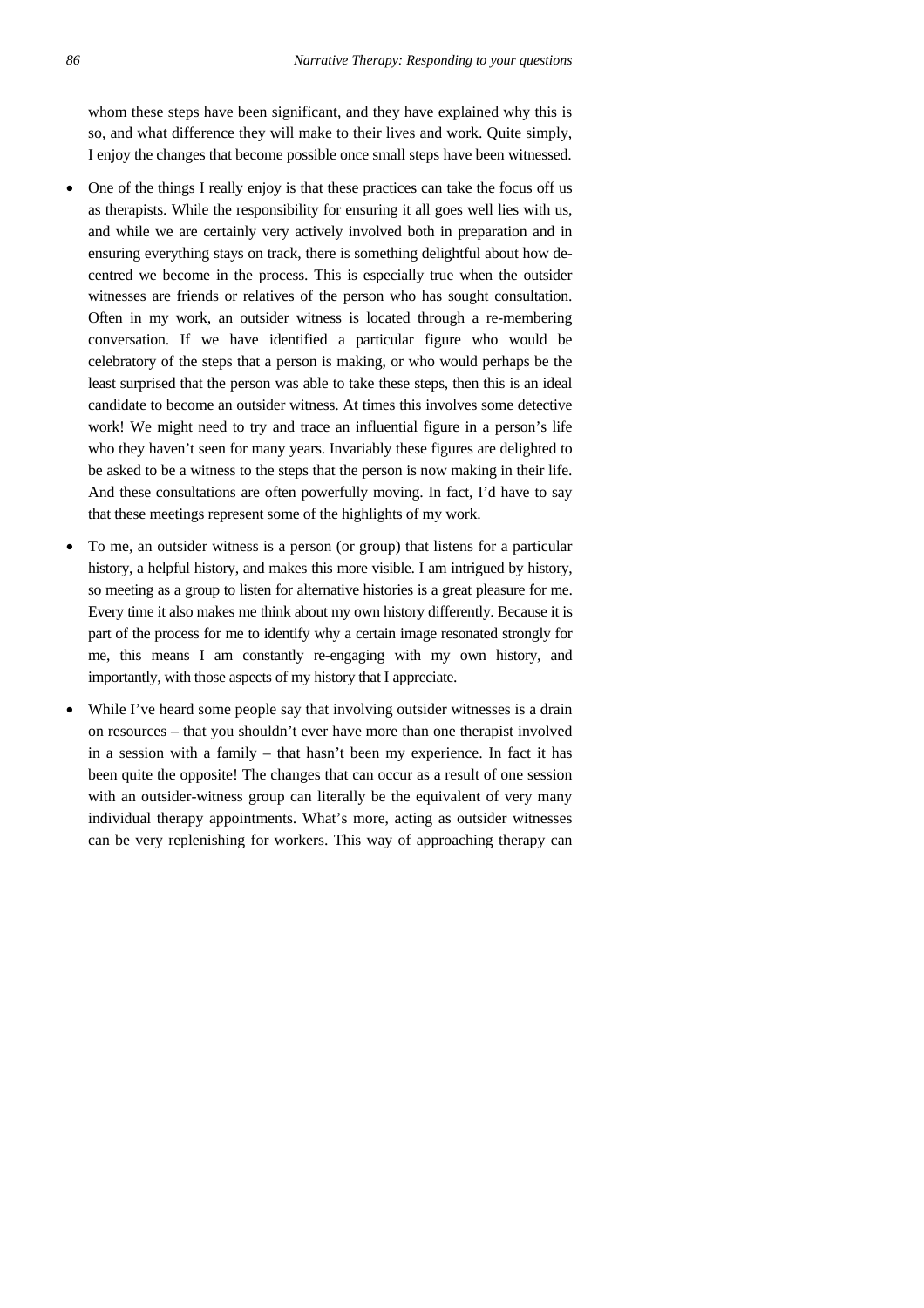whom these steps have been significant, and they have explained why this is so, and what difference they will make to their lives and work. Quite simply, I enjoy the changes that become possible once small steps have been witnessed.

- One of the things I really enjoy is that these practices can take the focus off us as therapists. While the responsibility for ensuring it all goes well lies with us, and while we are certainly very actively involved both in preparation and in ensuring everything stays on track, there is something delightful about how de-centred we become in the process. This is especially true when the outsider witnesses are friends or relatives of the person who has sought consultation. Often in my work, an outsider witness is located through a re-membering conversation. If we have identified a particular figure who would be celebratory of the steps that a person is making, or who would perhaps be the least surprised that the person was able to take these steps, then this is an ideal candidate to become an outsider witness. At times this involves some detective work! We might need to try and trace an influential figure in a person's life who they haven't seen for many years. Invariably these figures are delighted to be asked to be a witness to the steps that the person is now making in their life. And these consultations are often powerfully moving. In fact, I'd have to say that these meetings represent some of the highlights of my work.

- To me, an outsider witness is a person (or group) that listens for a particular history, a helpful history, and makes this more visible. I am intrigued by history, so meeting as a group to listen for alternative histories is a great pleasure for me. Every time it also makes me think about my own history differently. Because it is part of the process for me to identify why a certain image resonated strongly for me, this means I am constantly re-engaging with my own history, and importantly, with those aspects of my history that I appreciate.

- While I've heard some people say that involving outsider witnesses is a drain on resources – that you shouldn't ever have more than one therapist involved in a session with a family – that hasn't been my experience. In fact it has been quite the opposite! The changes that can occur as a result of one session with an outsider-witness group can literally be the equivalent of very many individual therapy appointments. What's more, acting as outsider witnesses can be very replenishing for workers. This way of approaching therapy can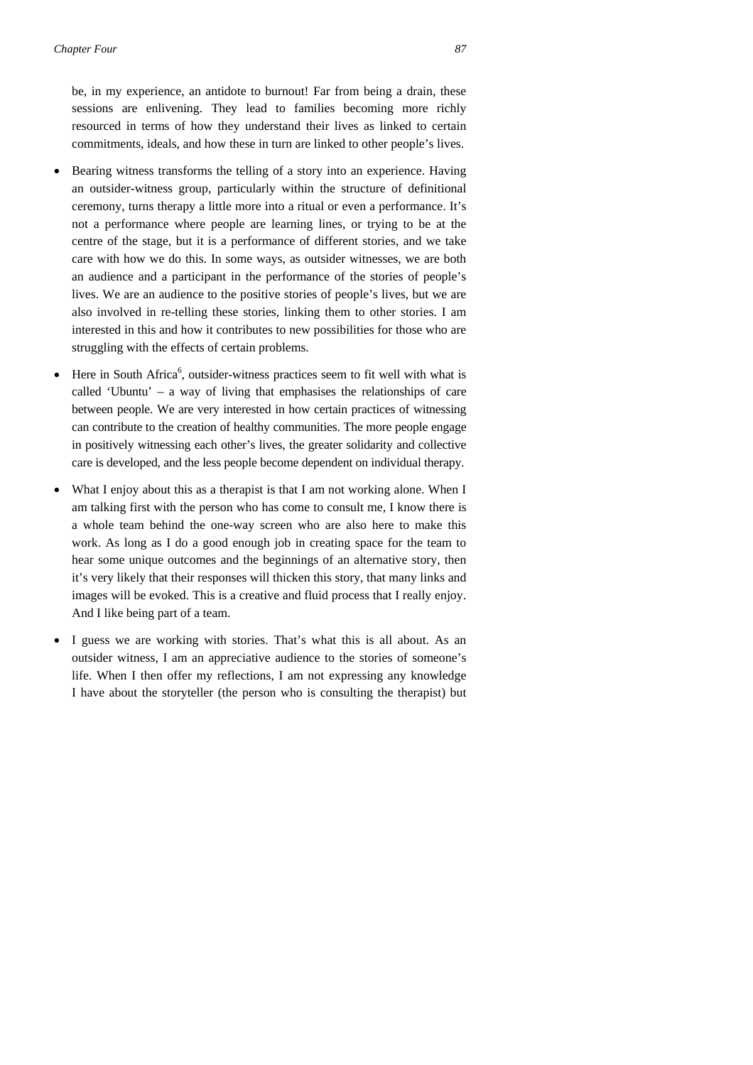be, in my experience, an antidote to burnout! Far from being a drain, these sessions are enlivening. They lead to families becoming more richly resourced in terms of how they understand their lives as linked to certain commitments, ideals, and how these in turn are linked to other people's lives.

- Bearing witness transforms the telling of a story into an experience. Having an outsider-witness group, particularly within the structure of definitional ceremony, turns therapy a little more into a ritual or even a performance. It's not a performance where people are learning lines, or trying to be at the centre of the stage, but it is a performance of different stories, and we take care with how we do this. In some ways, as outsider witnesses, we are both an audience and a participant in the performance of the stories of people's lives. We are an audience to the positive stories of people's lives, but we are also involved in re-telling these stories, linking them to other stories. I am interested in this and how it contributes to new possibilities for those who are struggling with the effects of certain problems.

- Here in South Africa[6], outsider-witness practices seem to fit well with what is called 'Ubuntu' – a way of living that emphasises the relationships of care between people. We are very interested in how certain practices of witnessing can contribute to the creation of healthy communities. The more people engage in positively witnessing each other's lives, the greater solidarity and collective care is developed, and the less people become dependent on individual therapy.

- What I enjoy about this as a therapist is that I am not working alone. When I am talking first with the person who has come to consult me, I know there is a whole team behind the one-way screen who are also here to make this work. As long as I do a good enough job in creating space for the team to hear some unique outcomes and the beginnings of an alternative story, then it's very likely that their responses will thicken this story, that many links and images will be evoked. This is a creative and fluid process that I really enjoy. And I like being part of a team.

- I guess we are working with stories. That's what this is all about. As an outsider witness, I am an appreciative audience to the stories of someone's life. When I then offer my reflections, I am not expressing any knowledge I have about the storyteller (the person who is consulting the therapist) but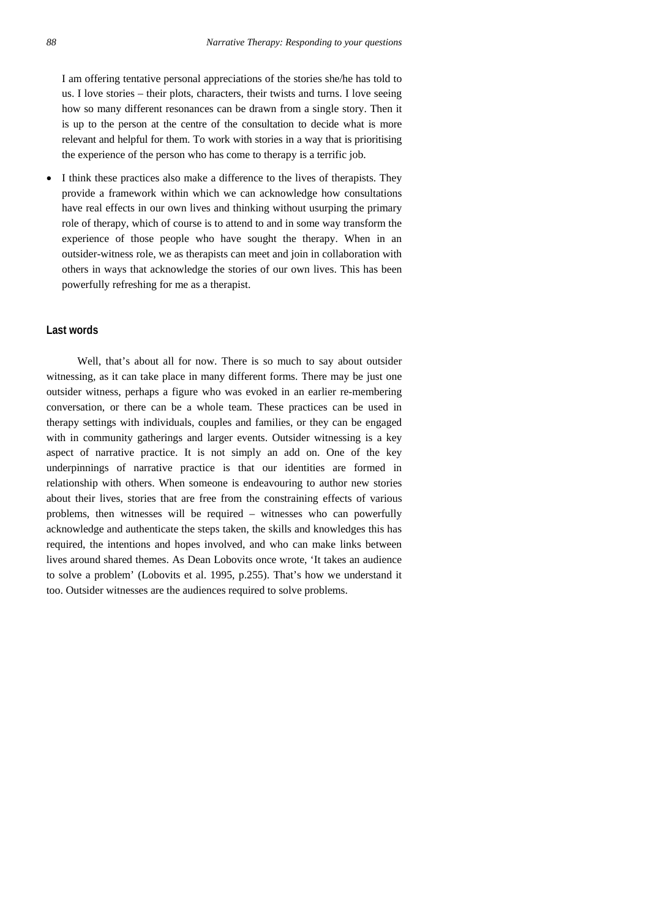I am offering tentative personal appreciations of the stories she/he has told to us. I love stories – their plots, characters, their twists and turns. I love seeing how so many different resonances can be drawn from a single story. Then it is up to the person at the centre of the consultation to decide what is more relevant and helpful for them. To work with stories in a way that is prioritising the experience of the person who has come to therapy is a terrific job.

- I think these practices also make a difference to the lives of therapists. They provide a framework within which we can acknowledge how consultations have real effects in our own lives and thinking without usurping the primary role of therapy, which of course is to attend to and in some way transform the experience of those people who have sought the therapy. When in an outsider-witness role, we as therapists can meet and join in collaboration with others in ways that acknowledge the stories of our own lives. This has been powerfully refreshing for me as a therapist.

### Last words

Well, that's about all for now. There is so much to say about outsider witnessing, as it can take place in many different forms. There may be just one outsider witness, perhaps a figure who was evoked in an earlier re-membering conversation, or there can be a whole team. These practices can be used in therapy settings with individuals, couples and families, or they can be engaged with in community gatherings and larger events. Outsider witnessing is a key aspect of narrative practice. It is not simply an add on. One of the key underpinnings of narrative practice is that our identities are formed in relationship with others. When someone is endeavouring to author new stories about their lives, stories that are free from the constraining effects of various problems, then witnesses will be required – witnesses who can powerfully acknowledge and authenticate the steps taken, the skills and knowledges this has required, the intentions and hopes involved, and who can make links between lives around shared themes. As Dean Lobovits once wrote, 'It takes an audience to solve a problem' (Lobovits et al. 1995, p.255). That's how we understand it too. Outsider witnesses are the audiences required to solve problems.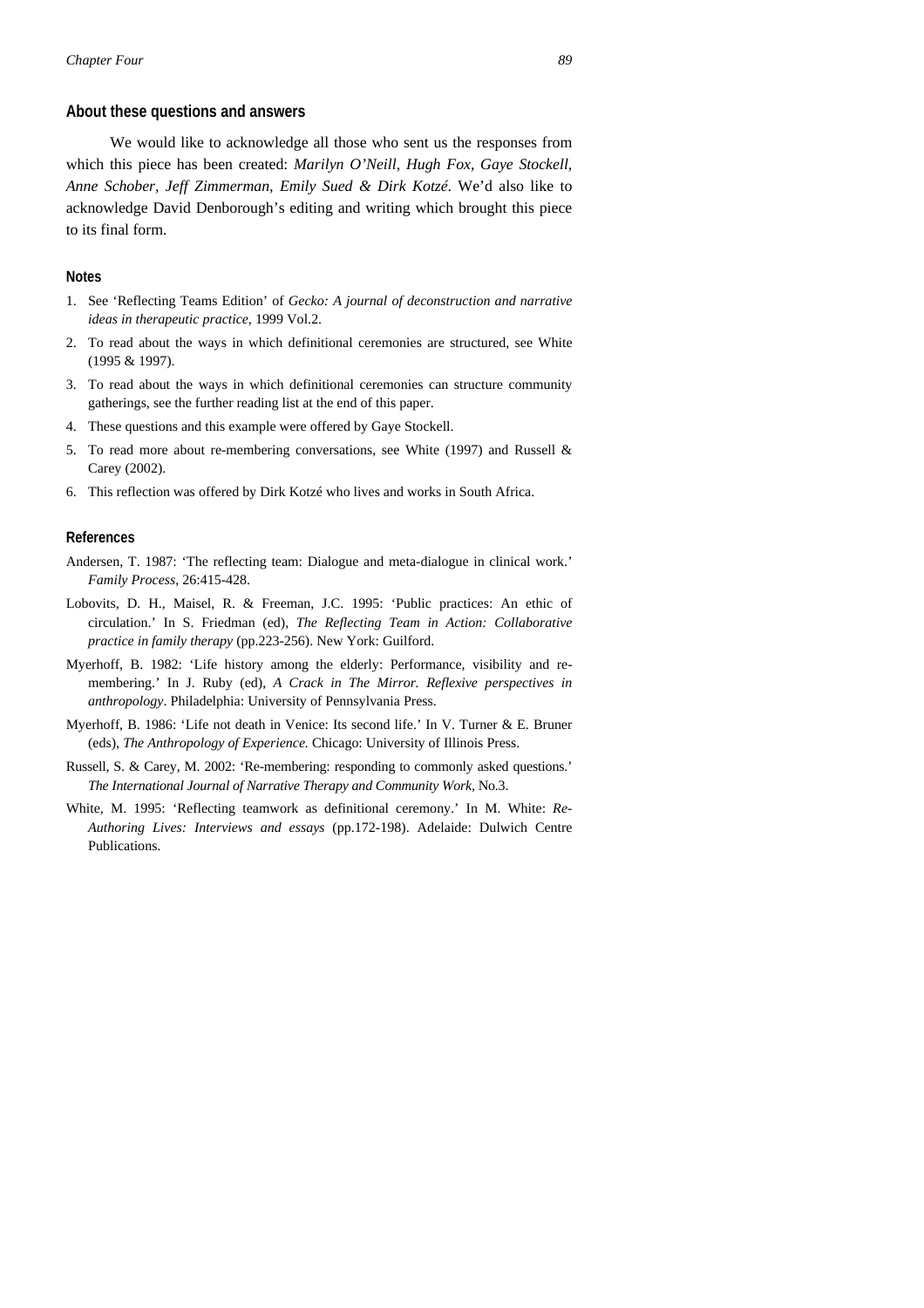## About these questions and answers

We would like to acknowledge all those who sent us the responses from which this piece has been created: *Marilyn O'Neill, Hugh Fox, Gaye Stockell, Anne Schober, Jeff Zimmerman, Emily Sued & Dirk Kotzé*. We'd also like to acknowledge David Denborough's editing and writing which brought this piece to its final form.

### Notes

1. See 'Reflecting Teams Edition' of *Gecko: A journal of deconstruction and narrative ideas in therapeutic practice*, 1999 Vol.2.
2. To read about the ways in which definitional ceremonies are structured, see White (1995 & 1997).
3. To read about the ways in which definitional ceremonies can structure community gatherings, see the further reading list at the end of this paper.
4. These questions and this example were offered by Gaye Stockell.
5. To read more about re-membering conversations, see White (1997) and Russell & Carey (2002).
6. This reflection was offered by Dirk Kotzé who lives and works in South Africa.

### References

Andersen, T. 1987: 'The reflecting team: Dialogue and meta-dialogue in clinical work.' *Family Process*, 26:415-428.

Lobovits, D. H., Maisel, R. & Freeman, J.C. 1995: 'Public practices: An ethic of circulation.' In S. Friedman (ed), *The Reflecting Team in Action: Collaborative practice in family therapy* (pp.223-256). New York: Guilford.

Myerhoff, B. 1982: 'Life history among the elderly: Performance, visibility and re-membering.' In J. Ruby (ed), *A Crack in The Mirror. Reflexive perspectives in anthropology*. Philadelphia: University of Pennsylvania Press.

Myerhoff, B. 1986: 'Life not death in Venice: Its second life.' In V. Turner & E. Bruner (eds), *The Anthropology of Experience.* Chicago: University of Illinois Press.

Russell, S. & Carey, M. 2002: 'Re-membering: responding to commonly asked questions.' *The International Journal of Narrative Therapy and Community Work*, No.3.

White, M. 1995: 'Reflecting teamwork as definitional ceremony.' In M. White: *Re-Authoring Lives: Interviews and essays* (pp.172-198). Adelaide: Dulwich Centre Publications.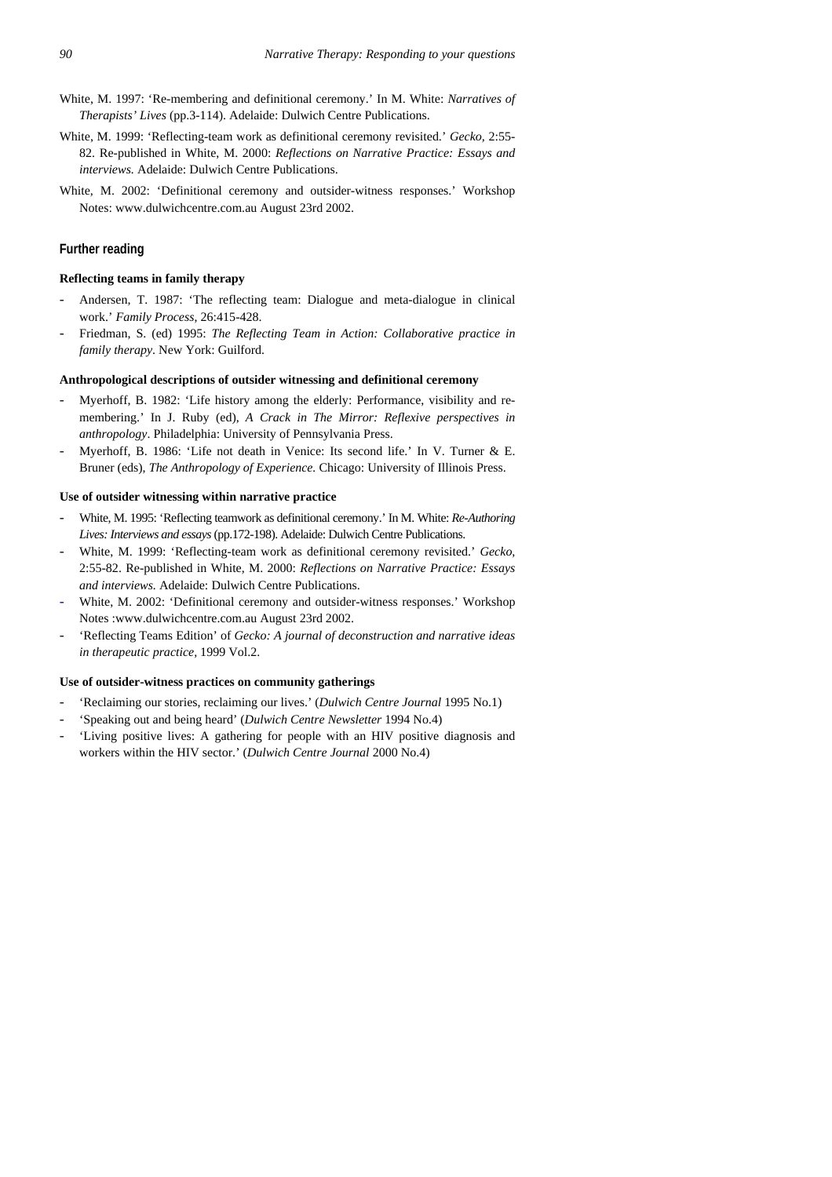White, M. 1997: 'Re-membering and definitional ceremony.' In M. White: *Narratives of Therapists' Lives* (pp.3-114). Adelaide: Dulwich Centre Publications.

White, M. 1999: 'Reflecting-team work as definitional ceremony revisited.' *Gecko,* 2:55-82. Re-published in White, M. 2000: *Reflections on Narrative Practice: Essays and interviews.* Adelaide: Dulwich Centre Publications.

White, M. 2002: 'Definitional ceremony and outsider-witness responses.' Workshop Notes: www.dulwichcentre.com.au August 23rd 2002.

## Further reading

### Reflecting teams in family therapy

- Andersen, T. 1987: 'The reflecting team: Dialogue and meta-dialogue in clinical work.' *Family Process*, 26:415-428.
- Friedman, S. (ed) 1995: *The Reflecting Team in Action: Collaborative practice in family therapy*. New York: Guilford.

### Anthropological descriptions of outsider witnessing and definitional ceremony

- Myerhoff, B. 1982: 'Life history among the elderly: Performance, visibility and re-membering.' In J. Ruby (ed), *A Crack in The Mirror: Reflexive perspectives in anthropology*. Philadelphia: University of Pennsylvania Press.
- Myerhoff, B. 1986: 'Life not death in Venice: Its second life.' In V. Turner & E. Bruner (eds), *The Anthropology of Experience*. Chicago: University of Illinois Press.

### Use of outsider witnessing within narrative practice

- White, M. 1995: 'Reflecting teamwork as definitional ceremony.' In M. White: *Re-Authoring Lives: Interviews and essays* (pp.172-198). Adelaide: Dulwich Centre Publications.
- White, M. 1999: 'Reflecting-team work as definitional ceremony revisited.' *Gecko,* 2:55-82. Re-published in White, M. 2000: *Reflections on Narrative Practice: Essays and interviews.* Adelaide: Dulwich Centre Publications.
- White, M. 2002: 'Definitional ceremony and outsider-witness responses.' Workshop Notes :www.dulwichcentre.com.au August 23rd 2002.
- 'Reflecting Teams Edition' of *Gecko: A journal of deconstruction and narrative ideas in therapeutic practice,* 1999 Vol.2.

### Use of outsider-witness practices on community gatherings

- 'Reclaiming our stories, reclaiming our lives.' (*Dulwich Centre Journal* 1995 No.1)
- 'Speaking out and being heard' (*Dulwich Centre Newsletter* 1994 No.4)
- 'Living positive lives: A gathering for people with an HIV positive diagnosis and workers within the HIV sector.' (*Dulwich Centre Journal* 2000 No.4)